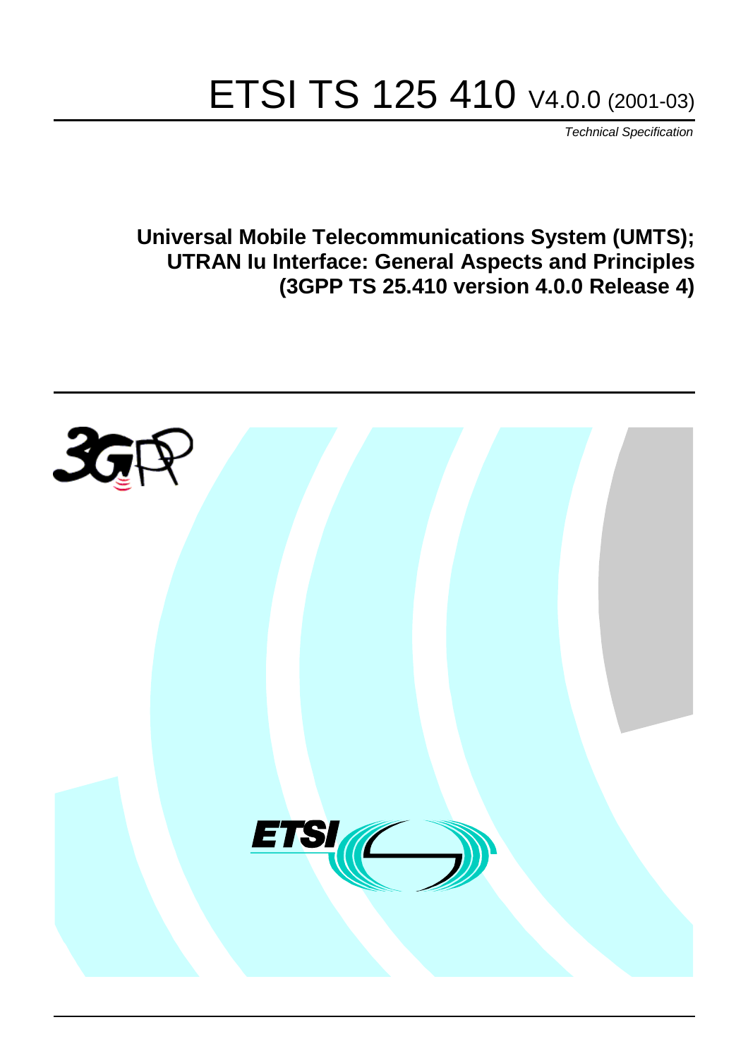# ETSI TS 125 410 V4.0.0 (2001-03)

*Technical Specification*

**Universal Mobile Telecommunications System (UMTS); UTRAN Iu Interface: General Aspects and Principles (3GPP TS 25.410 version 4.0.0 Release 4)**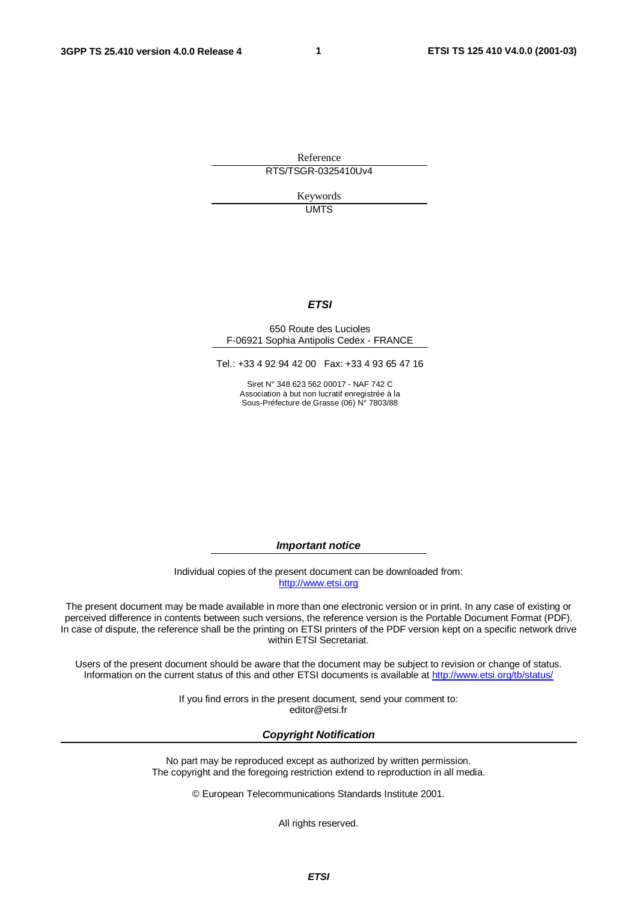Reference

RTS/TSGR-0325410Uv4

Keywords

UMTS

***ETSI***

650 Route des Lucioles
F-06921 Sophia Antipolis Cedex - FRANCE

Tel.: +33 4 92 94 42 00   Fax: +33 4 93 65 47 16

Siret N° 348 623 562 00017 - NAF 742 C
Association à but non lucratif enregistrée à la
Sous-Préfecture de Grasse (06) N° 7803/88

***Important notice***

Individual copies of the present document can be downloaded from:
http://www.etsi.org

The present document may be made available in more than one electronic version or in print. In any case of existing or perceived difference in contents between such versions, the reference version is the Portable Document Format (PDF). In case of dispute, the reference shall be the printing on ETSI printers of the PDF version kept on a specific network drive within ETSI Secretariat.

Users of the present document should be aware that the document may be subject to revision or change of status. Information on the current status of this and other ETSI documents is available at http://www.etsi.org/tb/status/

If you find errors in the present document, send your comment to:
editor@etsi.fr

***Copyright Notification***

No part may be reproduced except as authorized by written permission.
The copyright and the foregoing restriction extend to reproduction in all media.

© European Telecommunications Standards Institute 2001.

All rights reserved.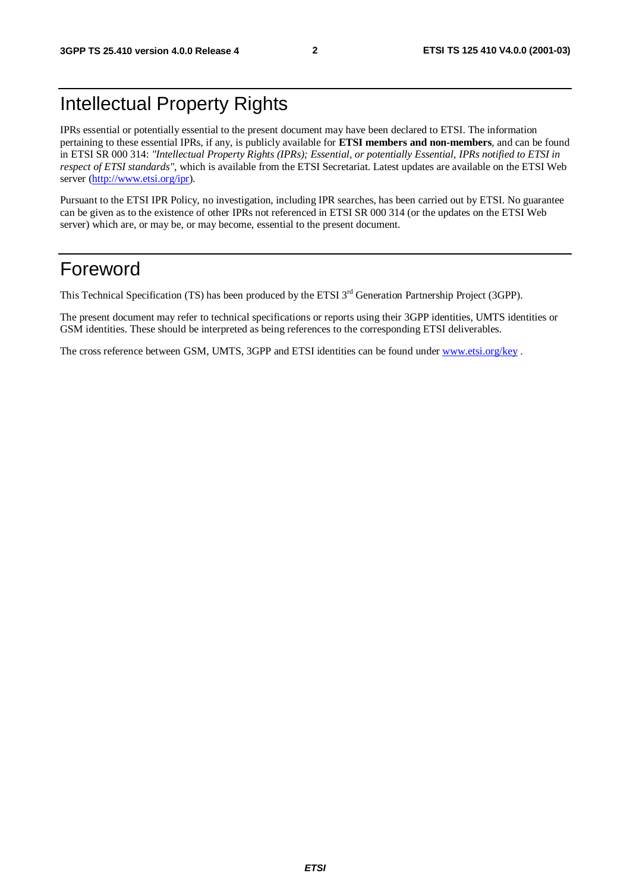# Intellectual Property Rights

IPRs essential or potentially essential to the present document may have been declared to ETSI. The information pertaining to these essential IPRs, if any, is publicly available for **ETSI members and non-members**, and can be found in ETSI SR 000 314: *"Intellectual Property Rights (IPRs); Essential, or potentially Essential, IPRs notified to ETSI in respect of ETSI standards"*, which is available from the ETSI Secretariat. Latest updates are available on the ETSI Web server (http://www.etsi.org/ipr).

Pursuant to the ETSI IPR Policy, no investigation, including IPR searches, has been carried out by ETSI. No guarantee can be given as to the existence of other IPRs not referenced in ETSI SR 000 314 (or the updates on the ETSI Web server) which are, or may be, or may become, essential to the present document.

# Foreword

This Technical Specification (TS) has been produced by the ETSI 3rd Generation Partnership Project (3GPP).

The present document may refer to technical specifications or reports using their 3GPP identities, UMTS identities or GSM identities. These should be interpreted as being references to the corresponding ETSI deliverables.

The cross reference between GSM, UMTS, 3GPP and ETSI identities can be found under www.etsi.org/key .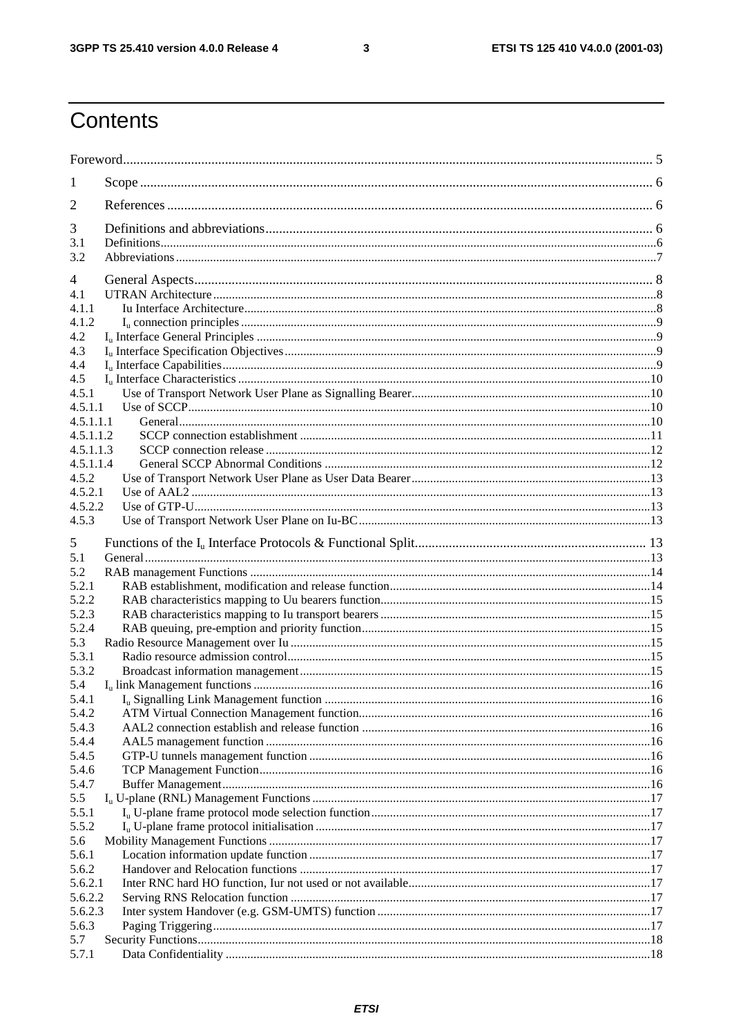# Contents

Foreword....................................................................................................................................................... 5

1 Scope ................................................................................................................................................... 6

2 References ............................................................................................................................................ 6

3 Definitions and abbreviations................................................................................................................ 6

3.1 Definitions..........................................................................................................................................................6

3.2 Abbreviations.....................................................................................................................................................7

4 General Aspects.................................................................................................................................... 8

4.1 UTRAN Architecture.........................................................................................................................................8

4.1.1 Iu Interface Architecture...............................................................................................................................8

4.1.2 $I_u$ connection principles ..............................................................................................................................9

4.2 $I_u$ Interface General Principles ...........................................................................................................................9

4.3 $I_u$ Interface Specification Objectives...................................................................................................................9

4.4 $I_u$ Interface Capabilities.......................................................................................................................................9

4.5 $I_u$ Interface Characteristics ................................................................................................................................10

4.5.1 Use of Transport Network User Plane as Signalling Bearer........................................................................10

4.5.1.1 Use of SCCP.................................................................................................................................................10

4.5.1.1.1 General....................................................................................................................................................10

4.5.1.1.2 SCCP connection establishment .............................................................................................................11

4.5.1.1.3 SCCP connection release ........................................................................................................................12

4.5.1.1.4 General SCCP Abnormal Conditions .....................................................................................................12

4.5.2 Use of Transport Network User Plane as User Data Bearer........................................................................13

4.5.2.1 Use of AAL2 ...............................................................................................................................................13

4.5.2.2 Use of GTP-U...............................................................................................................................................13

4.5.3 Use of Transport Network User Plane on Iu-BC.........................................................................................13

5 Functions of the $I_u$ Interface Protocols & Functional Split.................................................................... 13

5.1 General..............................................................................................................................................................13

5.2 RAB management Functions ...........................................................................................................................14

5.2.1 RAB establishment, modification and release function...............................................................................14

5.2.2 RAB characteristics mapping to Uu bearers function...................................................................................15

5.2.3 RAB characteristics mapping to Iu transport bearers ..................................................................................15

5.2.4 RAB queuing, pre-emption and priority function.........................................................................................15

5.3 Radio Resource Management over Iu ...............................................................................................................15

5.3.1 Radio resource admission control.................................................................................................................15

5.3.2 Broadcast information management.............................................................................................................15

5.4 $I_u$ link Management functions ..........................................................................................................................16

5.4.1 $I_u$ Signalling Link Management function ......................................................................................................16

5.4.2 ATM Virtual Connection Management function..........................................................................................16

5.4.3 AAL2 connection establish and release function .........................................................................................16

5.4.4 AAL5 management function .......................................................................................................................16

5.4.5 GTP-U tunnels management function .........................................................................................................16

5.4.6 TCP Management Function.........................................................................................................................16

5.4.7 Buffer Management.....................................................................................................................................16

5.5 $I_u$ U-plane (RNL) Management Functions ........................................................................................................17

5.5.1 $I_u$ U-plane frame protocol mode selection function ......................................................................................17

5.5.2 $I_u$ U-plane frame protocol initialisation .......................................................................................................17

5.6 Mobility Management Functions .....................................................................................................................17

5.6.1 Location information update function ........................................................................................................17

5.6.2 Handover and Relocation functions ............................................................................................................17

5.6.2.1 Inter RNC hard HO function, Iur not used or not available...........................................................................17

5.6.2.2 Serving RNS Relocation function ...............................................................................................................17

5.6.2.3 Inter system Handover (e.g. GSM-UMTS) function ....................................................................................17

5.6.3 Paging Triggering........................................................................................................................................17

5.7 Security Functions.............................................................................................................................................18

5.7.1 Data Confidentiality ....................................................................................................................................18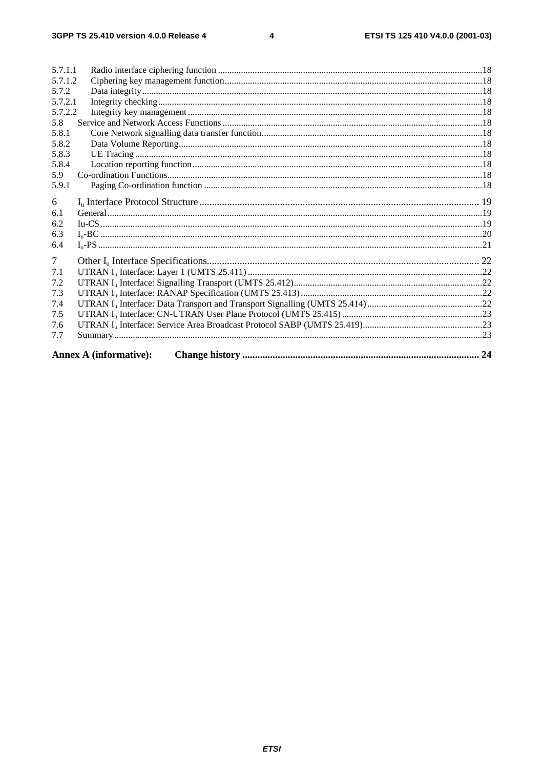5.7.1.1 Radio interface ciphering function ....18
5.7.1.2 Ciphering key management function....18
5.7.2 Data integrity....18
5.7.2.1 Integrity checking....18
5.7.2.2 Integrity key management....18
5.8 Service and Network Access Functions....18
5.8.1 Core Network signalling data transfer function....18
5.8.2 Data Volume Reporting....18
5.8.3 UE Tracing....18
5.8.4 Location reporting function....18
5.9 Co-ordination Functions....18
5.9.1 Paging Co-ordination function....18

6 $I_u$ Interface Protocol Structure....19
6.1 General....19
6.2 Iu-CS....19
6.3 $I_u$-BC....20
6.4 $I_u$-PS....21

7 Other $I_u$ Interface Specifications....22
7.1 UTRAN $I_u$ Interface: Layer 1 (UMTS 25.411)....22
7.2 UTRAN $I_u$ Interface: Signalling Transport (UMTS 25.412)....22
7.3 UTRAN $I_u$ Interface: RANAP Specification (UMTS 25.413)....22
7.4 UTRAN $I_u$ Interface: Data Transport and Transport Signalling (UMTS 25.414)....22
7.5 UTRAN $I_u$ Interface: CN-UTRAN User Plane Protocol (UMTS 25.415)....23
7.6 UTRAN $I_u$ Interface: Service Area Broadcast Protocol SABP (UMTS 25.419)....23
7.7 Summary....23

**Annex A (informative): Change history....24**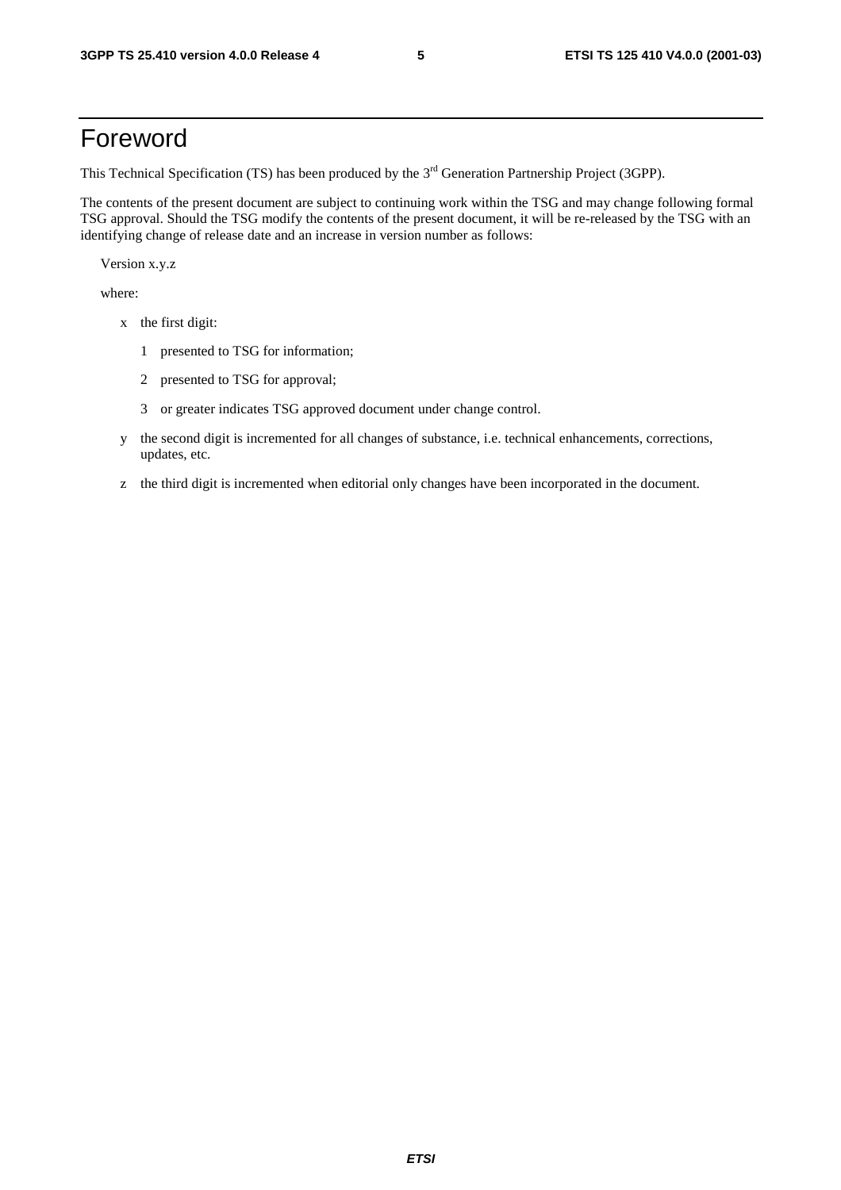# Foreword

This Technical Specification (TS) has been produced by the 3rd Generation Partnership Project (3GPP).

The contents of the present document are subject to continuing work within the TSG and may change following formal TSG approval. Should the TSG modify the contents of the present document, it will be re-released by the TSG with an identifying change of release date and an increase in version number as follows:

Version x.y.z

where:

- x the first digit:
  - 1 presented to TSG for information;
  - 2 presented to TSG for approval;
  - 3 or greater indicates TSG approved document under change control.
- y the second digit is incremented for all changes of substance, i.e. technical enhancements, corrections, updates, etc.
- z the third digit is incremented when editorial only changes have been incorporated in the document.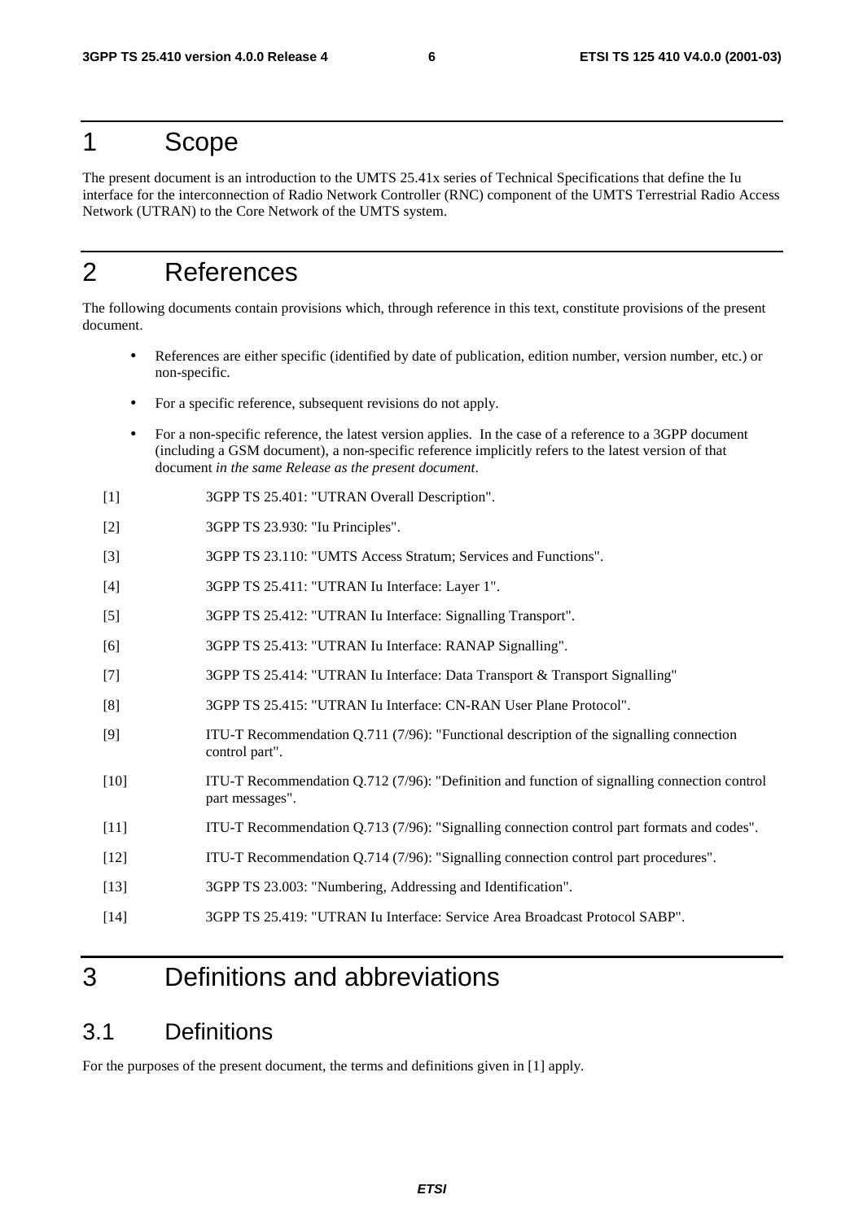# 1 Scope

The present document is an introduction to the UMTS 25.41x series of Technical Specifications that define the Iu interface for the interconnection of Radio Network Controller (RNC) component of the UMTS Terrestrial Radio Access Network (UTRAN) to the Core Network of the UMTS system.

# 2 References

The following documents contain provisions which, through reference in this text, constitute provisions of the present document.

- References are either specific (identified by date of publication, edition number, version number, etc.) or non-specific.
- For a specific reference, subsequent revisions do not apply.
- For a non-specific reference, the latest version applies. In the case of a reference to a 3GPP document (including a GSM document), a non-specific reference implicitly refers to the latest version of that document *in the same Release as the present document*.

[1] 3GPP TS 25.401: "UTRAN Overall Description".

[2] 3GPP TS 23.930: "Iu Principles".

[3] 3GPP TS 23.110: "UMTS Access Stratum; Services and Functions".

[4] 3GPP TS 25.411: "UTRAN Iu Interface: Layer 1".

[5] 3GPP TS 25.412: "UTRAN Iu Interface: Signalling Transport".

[6] 3GPP TS 25.413: "UTRAN Iu Interface: RANAP Signalling".

[7] 3GPP TS 25.414: "UTRAN Iu Interface: Data Transport & Transport Signalling"

[8] 3GPP TS 25.415: "UTRAN Iu Interface: CN-RAN User Plane Protocol".

[9] ITU-T Recommendation Q.711 (7/96): "Functional description of the signalling connection control part".

[10] ITU-T Recommendation Q.712 (7/96): "Definition and function of signalling connection control part messages".

[11] ITU-T Recommendation Q.713 (7/96): "Signalling connection control part formats and codes".

[12] ITU-T Recommendation Q.714 (7/96): "Signalling connection control part procedures".

[13] 3GPP TS 23.003: "Numbering, Addressing and Identification".

[14] 3GPP TS 25.419: "UTRAN Iu Interface: Service Area Broadcast Protocol SABP".

# 3 Definitions and abbreviations

## 3.1 Definitions

For the purposes of the present document, the terms and definitions given in [1] apply.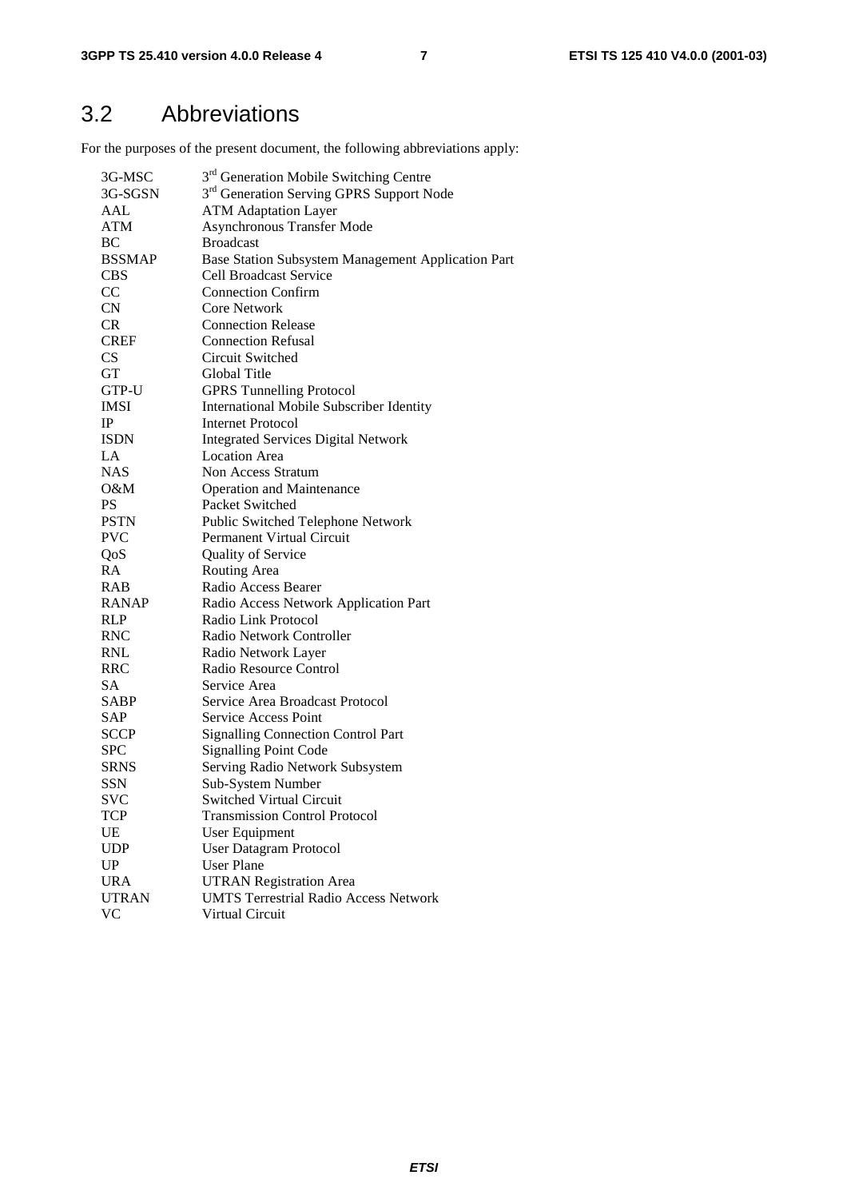## 3.2 Abbreviations

For the purposes of the present document, the following abbreviations apply:

| | |
|---|---|
| 3G-MSC | 3rd Generation Mobile Switching Centre |
| 3G-SGSN | 3rd Generation Serving GPRS Support Node |
| AAL | ATM Adaptation Layer |
| ATM | Asynchronous Transfer Mode |
| BC | Broadcast |
| BSSMAP | Base Station Subsystem Management Application Part |
| CBS | Cell Broadcast Service |
| CC | Connection Confirm |
| CN | Core Network |
| CR | Connection Release |
| CREF | Connection Refusal |
| CS | Circuit Switched |
| GT | Global Title |
| GTP-U | GPRS Tunnelling Protocol |
| IMSI | International Mobile Subscriber Identity |
| IP | Internet Protocol |
| ISDN | Integrated Services Digital Network |
| LA | Location Area |
| NAS | Non Access Stratum |
| O&M | Operation and Maintenance |
| PS | Packet Switched |
| PSTN | Public Switched Telephone Network |
| PVC | Permanent Virtual Circuit |
| QoS | Quality of Service |
| RA | Routing Area |
| RAB | Radio Access Bearer |
| RANAP | Radio Access Network Application Part |
| RLP | Radio Link Protocol |
| RNC | Radio Network Controller |
| RNL | Radio Network Layer |
| RRC | Radio Resource Control |
| SA | Service Area |
| SABP | Service Area Broadcast Protocol |
| SAP | Service Access Point |
| SCCP | Signalling Connection Control Part |
| SPC | Signalling Point Code |
| SRNS | Serving Radio Network Subsystem |
| SSN | Sub-System Number |
| SVC | Switched Virtual Circuit |
| TCP | Transmission Control Protocol |
| UE | User Equipment |
| UDP | User Datagram Protocol |
| UP | User Plane |
| URA | UTRAN Registration Area |
| UTRAN | UMTS Terrestrial Radio Access Network |
| VC | Virtual Circuit |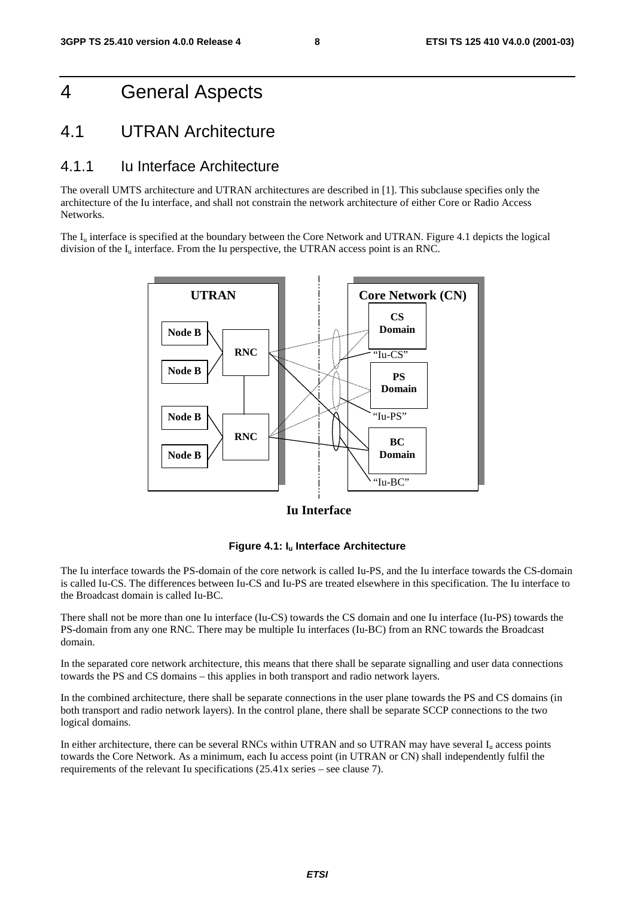# 4 General Aspects

## 4.1 UTRAN Architecture

### 4.1.1 Iu Interface Architecture

The overall UMTS architecture and UTRAN architectures are described in [1]. This subclause specifies only the architecture of the Iu interface, and shall not constrain the network architecture of either Core or Radio Access Networks.

The $I_u$ interface is specified at the boundary between the Core Network and UTRAN. Figure 4.1 depicts the logical division of the $I_u$ interface. From the Iu perspective, the UTRAN access point is an RNC.

**Figure 4.1: $I_u$ Interface Architecture**

The Iu interface towards the PS-domain of the core network is called Iu-PS, and the Iu interface towards the CS-domain is called Iu-CS. The differences between Iu-CS and Iu-PS are treated elsewhere in this specification. The Iu interface to the Broadcast domain is called Iu-BC.

There shall not be more than one Iu interface (Iu-CS) towards the CS domain and one Iu interface (Iu-PS) towards the PS-domain from any one RNC. There may be multiple Iu interfaces (Iu-BC) from an RNC towards the Broadcast domain.

In the separated core network architecture, this means that there shall be separate signalling and user data connections towards the PS and CS domains – this applies in both transport and radio network layers.

In the combined architecture, there shall be separate connections in the user plane towards the PS and CS domains (in both transport and radio network layers). In the control plane, there shall be separate SCCP connections to the two logical domains.

In either architecture, there can be several RNCs within UTRAN and so UTRAN may have several $I_u$ access points towards the Core Network. As a minimum, each Iu access point (in UTRAN or CN) shall independently fulfil the requirements of the relevant Iu specifications (25.41x series – see clause 7).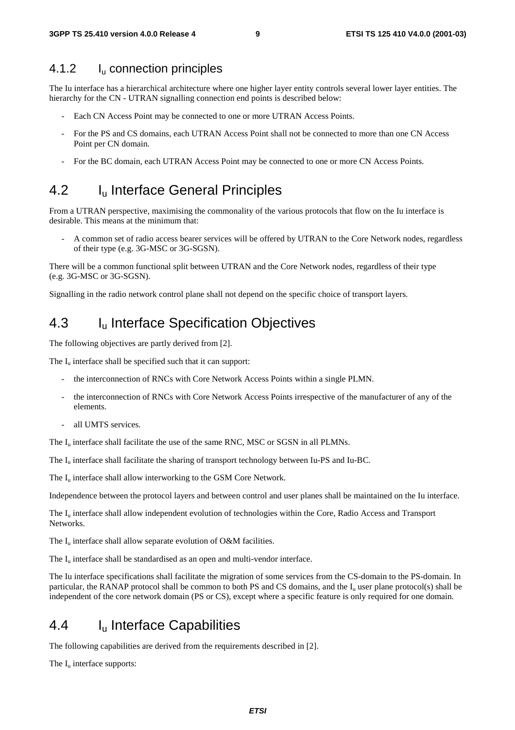### 4.1.2 $I_u$ connection principles

The Iu interface has a hierarchical architecture where one higher layer entity controls several lower layer entities. The hierarchy for the CN - UTRAN signalling connection end points is described below:

- Each CN Access Point may be connected to one or more UTRAN Access Points.
- For the PS and CS domains, each UTRAN Access Point shall not be connected to more than one CN Access Point per CN domain.
- For the BC domain, each UTRAN Access Point may be connected to one or more CN Access Points.

## 4.2 $I_u$ Interface General Principles

From a UTRAN perspective, maximising the commonality of the various protocols that flow on the Iu interface is desirable. This means at the minimum that:

- A common set of radio access bearer services will be offered by UTRAN to the Core Network nodes, regardless of their type (e.g. 3G-MSC or 3G-SGSN).

There will be a common functional split between UTRAN and the Core Network nodes, regardless of their type (e.g. 3G-MSC or 3G-SGSN).

Signalling in the radio network control plane shall not depend on the specific choice of transport layers.

## 4.3 $I_u$ Interface Specification Objectives

The following objectives are partly derived from [2].

The $I_u$ interface shall be specified such that it can support:

- the interconnection of RNCs with Core Network Access Points within a single PLMN.
- the interconnection of RNCs with Core Network Access Points irrespective of the manufacturer of any of the elements.
- all UMTS services.

The $I_u$ interface shall facilitate the use of the same RNC, MSC or SGSN in all PLMNs.

The $I_u$ interface shall facilitate the sharing of transport technology between Iu-PS and Iu-BC.

The $I_u$ interface shall allow interworking to the GSM Core Network.

Independence between the protocol layers and between control and user planes shall be maintained on the Iu interface.

The $I_u$ interface shall allow independent evolution of technologies within the Core, Radio Access and Transport Networks.

The $I_u$ interface shall allow separate evolution of O&M facilities.

The $I_u$ interface shall be standardised as an open and multi-vendor interface.

The Iu interface specifications shall facilitate the migration of some services from the CS-domain to the PS-domain. In particular, the RANAP protocol shall be common to both PS and CS domains, and the $I_u$ user plane protocol(s) shall be independent of the core network domain (PS or CS), except where a specific feature is only required for one domain.

## 4.4 $I_u$ Interface Capabilities

The following capabilities are derived from the requirements described in [2].

The $I_u$ interface supports: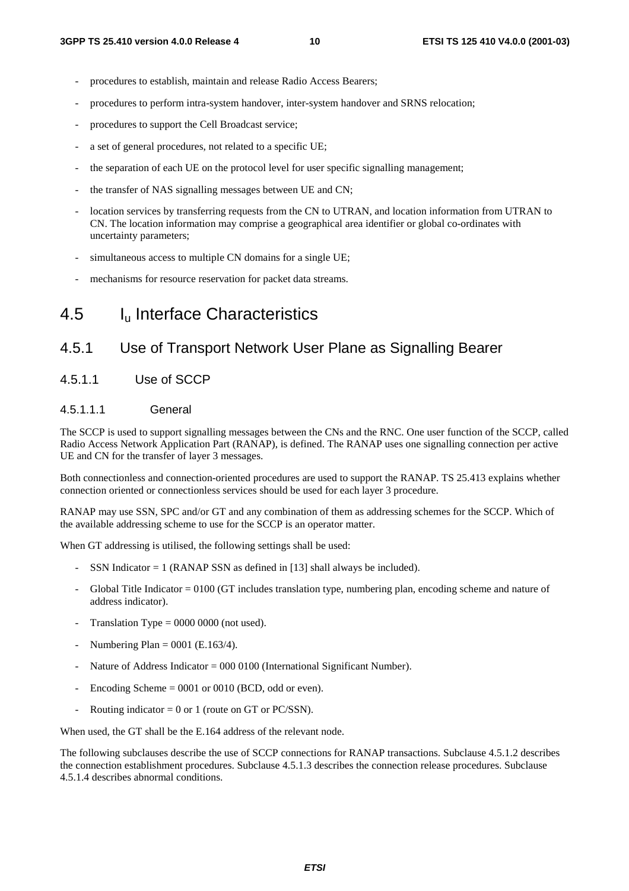- procedures to establish, maintain and release Radio Access Bearers;
- procedures to perform intra-system handover, inter-system handover and SRNS relocation;
- procedures to support the Cell Broadcast service;
- a set of general procedures, not related to a specific UE;
- the separation of each UE on the protocol level for user specific signalling management;
- the transfer of NAS signalling messages between UE and CN;
- location services by transferring requests from the CN to UTRAN, and location information from UTRAN to CN. The location information may comprise a geographical area identifier or global co-ordinates with uncertainty parameters;
- simultaneous access to multiple CN domains for a single UE;
- mechanisms for resource reservation for packet data streams.

## 4.5 I$_u$ Interface Characteristics

### 4.5.1 Use of Transport Network User Plane as Signalling Bearer

#### 4.5.1.1 Use of SCCP

##### 4.5.1.1.1 General

The SCCP is used to support signalling messages between the CNs and the RNC. One user function of the SCCP, called Radio Access Network Application Part (RANAP), is defined. The RANAP uses one signalling connection per active UE and CN for the transfer of layer 3 messages.

Both connectionless and connection-oriented procedures are used to support the RANAP. TS 25.413 explains whether connection oriented or connectionless services should be used for each layer 3 procedure.

RANAP may use SSN, SPC and/or GT and any combination of them as addressing schemes for the SCCP. Which of the available addressing scheme to use for the SCCP is an operator matter.

When GT addressing is utilised, the following settings shall be used:

- SSN Indicator = 1 (RANAP SSN as defined in [13] shall always be included).
- Global Title Indicator = 0100 (GT includes translation type, numbering plan, encoding scheme and nature of address indicator).
- Translation Type = 0000 0000 (not used).
- Numbering Plan = 0001 (E.163/4).
- Nature of Address Indicator = 000 0100 (International Significant Number).
- Encoding Scheme = 0001 or 0010 (BCD, odd or even).
- Routing indicator = 0 or 1 (route on GT or PC/SSN).

When used, the GT shall be the E.164 address of the relevant node.

The following subclauses describe the use of SCCP connections for RANAP transactions. Subclause 4.5.1.2 describes the connection establishment procedures. Subclause 4.5.1.3 describes the connection release procedures. Subclause 4.5.1.4 describes abnormal conditions.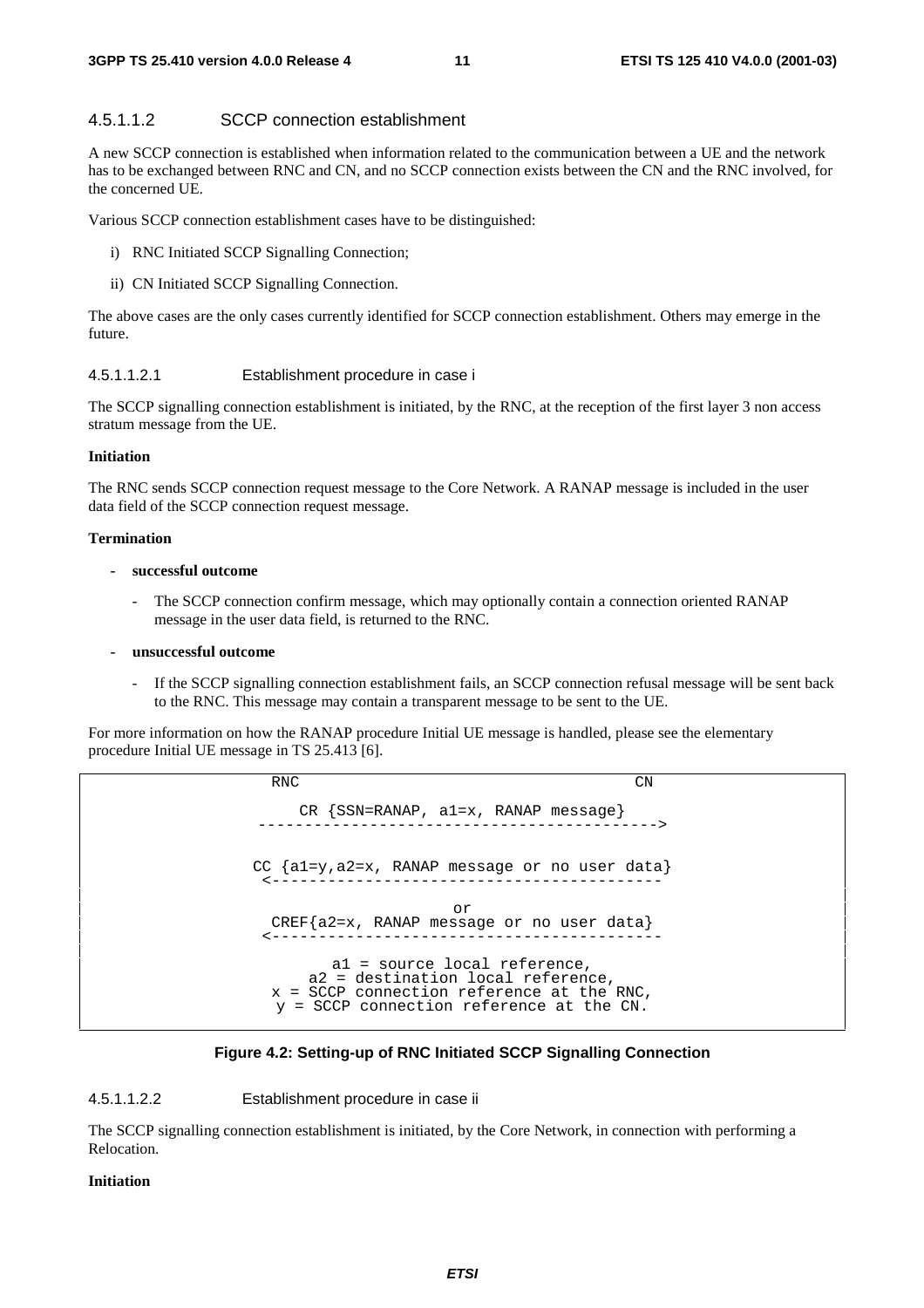#### 4.5.1.1.2 SCCP connection establishment

A new SCCP connection is established when information related to the communication between a UE and the network has to be exchanged between RNC and CN, and no SCCP connection exists between the CN and the RNC involved, for the concerned UE.

Various SCCP connection establishment cases have to be distinguished:

i) RNC Initiated SCCP Signalling Connection;

ii) CN Initiated SCCP Signalling Connection.

The above cases are the only cases currently identified for SCCP connection establishment. Others may emerge in the future.

##### 4.5.1.1.2.1 Establishment procedure in case i

The SCCP signalling connection establishment is initiated, by the RNC, at the reception of the first layer 3 non access stratum message from the UE.

**Initiation**

The RNC sends SCCP connection request message to the Core Network. A RANAP message is included in the user data field of the SCCP connection request message.

**Termination**

- **successful outcome**
  - The SCCP connection confirm message, which may optionally contain a connection oriented RANAP message in the user data field, is returned to the RNC.
- **unsuccessful outcome**
  - If the SCCP signalling connection establishment fails, an SCCP connection refusal message will be sent back to the RNC. This message may contain a transparent message to be sent to the UE.

For more information on how the RANAP procedure Initial UE message is handled, please see the elementary procedure Initial UE message in TS 25.413 [6].

```
RNC                                            CN

    CR {SSN=RANAP, a1=x, RANAP message}
 ------------------------------------------->

CC {a1=y,a2=x, RANAP message or no user data}
 <------------------------------------------

                     or
 CREF{a2=x, RANAP message or no user data}
 <------------------------------------------

         a1 = source local reference,
      a2 = destination local reference,
  x = SCCP connection reference at the RNC,
   y = SCCP connection reference at the CN.
```

**Figure 4.2: Setting-up of RNC Initiated SCCP Signalling Connection**

##### 4.5.1.1.2.2 Establishment procedure in case ii

The SCCP signalling connection establishment is initiated, by the Core Network, in connection with performing a Relocation.

**Initiation**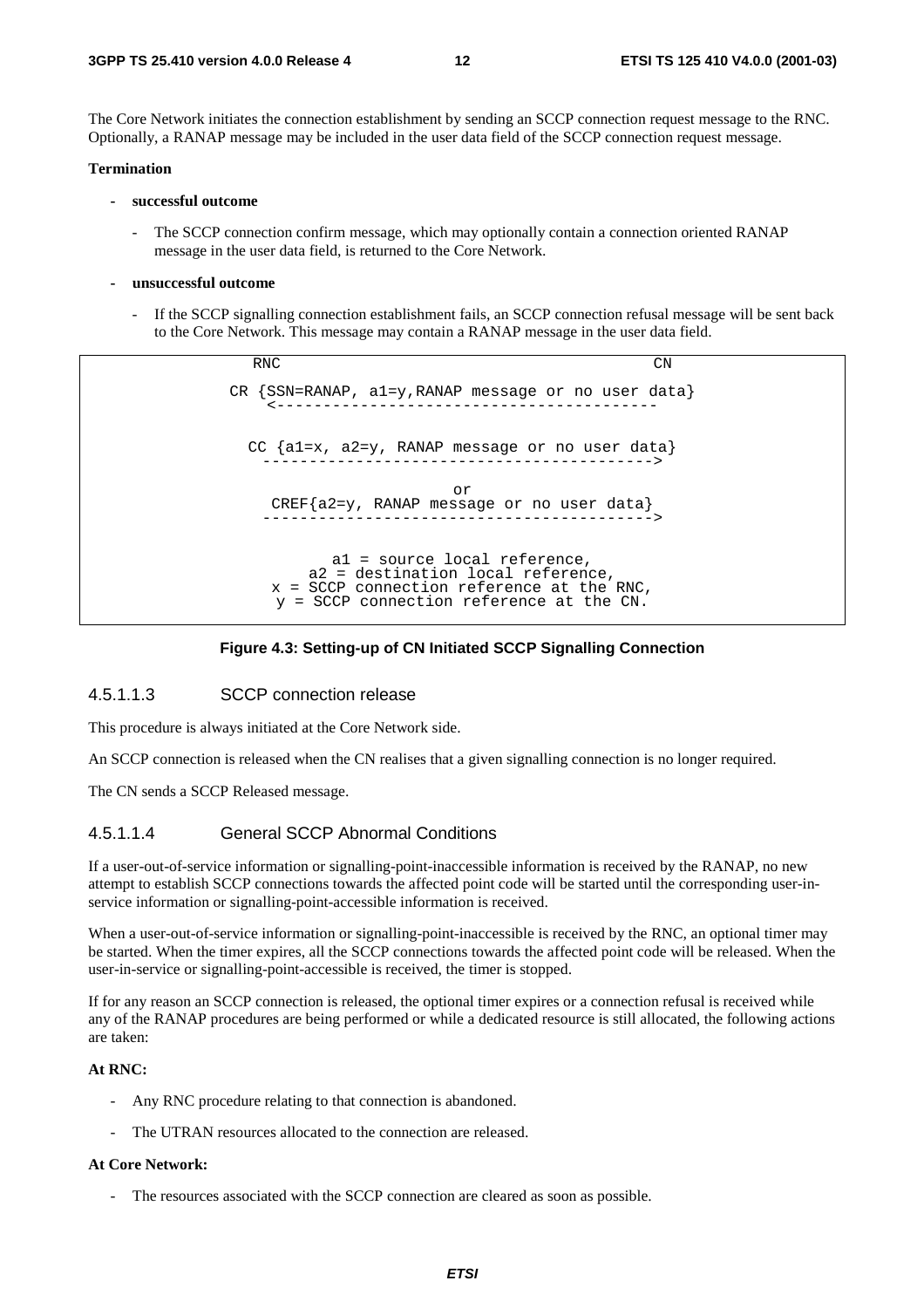The Core Network initiates the connection establishment by sending an SCCP connection request message to the RNC. Optionally, a RANAP message may be included in the user data field of the SCCP connection request message.

**Termination**

- **successful outcome**
  - The SCCP connection confirm message, which may optionally contain a connection oriented RANAP message in the user data field, is returned to the Core Network.

- **unsuccessful outcome**
  - If the SCCP signalling connection establishment fails, an SCCP connection refusal message will be sent back to the Core Network. This message may contain a RANAP message in the user data field.

```
           RNC                                                   CN

         CR {SSN=RANAP, a1=y,RANAP message or no user data}
            <-----------------------------------------


           CC {a1=x, a2=y, RANAP message or no user data}
            ------------------------------------------>

                                  or
            CREF{a2=y, RANAP message or no user data}
            ------------------------------------------>


                  a1 = source local reference,
                a2 = destination local reference,
             x = SCCP connection reference at the RNC,
              y = SCCP connection reference at the CN.
```

**Figure 4.3: Setting-up of CN Initiated SCCP Signalling Connection**

#### 4.5.1.1.3 SCCP connection release

This procedure is always initiated at the Core Network side.

An SCCP connection is released when the CN realises that a given signalling connection is no longer required.

The CN sends a SCCP Released message.

#### 4.5.1.1.4 General SCCP Abnormal Conditions

If a user-out-of-service information or signalling-point-inaccessible information is received by the RANAP, no new attempt to establish SCCP connections towards the affected point code will be started until the corresponding user-in-service information or signalling-point-accessible information is received.

When a user-out-of-service information or signalling-point-inaccessible is received by the RNC, an optional timer may be started. When the timer expires, all the SCCP connections towards the affected point code will be released. When the user-in-service or signalling-point-accessible is received, the timer is stopped.

If for any reason an SCCP connection is released, the optional timer expires or a connection refusal is received while any of the RANAP procedures are being performed or while a dedicated resource is still allocated, the following actions are taken:

**At RNC:**

- Any RNC procedure relating to that connection is abandoned.
- The UTRAN resources allocated to the connection are released.

**At Core Network:**

- The resources associated with the SCCP connection are cleared as soon as possible.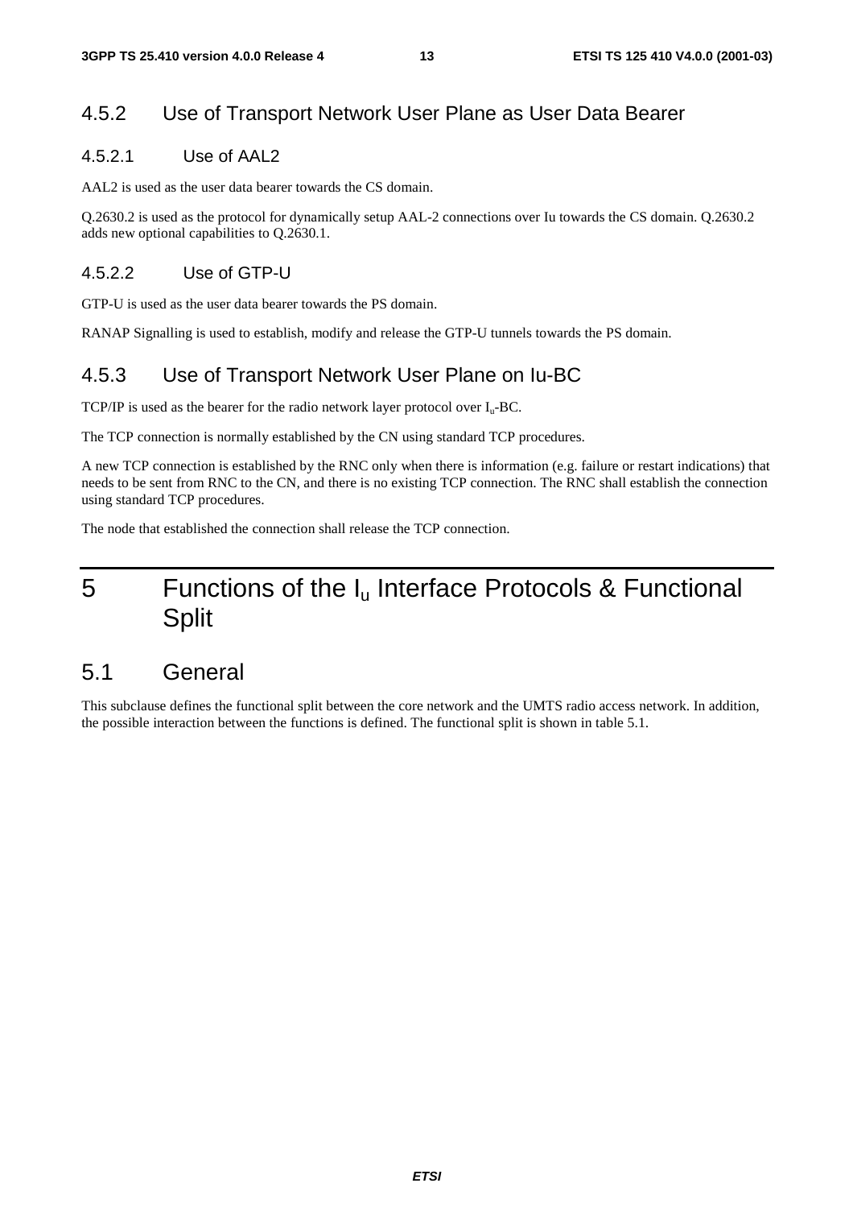### 4.5.2 Use of Transport Network User Plane as User Data Bearer

#### 4.5.2.1 Use of AAL2

AAL2 is used as the user data bearer towards the CS domain.

Q.2630.2 is used as the protocol for dynamically setup AAL-2 connections over Iu towards the CS domain. Q.2630.2 adds new optional capabilities to Q.2630.1.

#### 4.5.2.2 Use of GTP-U

GTP-U is used as the user data bearer towards the PS domain.

RANAP Signalling is used to establish, modify and release the GTP-U tunnels towards the PS domain.

### 4.5.3 Use of Transport Network User Plane on Iu-BC

TCP/IP is used as the bearer for the radio network layer protocol over $I_u$-BC.

The TCP connection is normally established by the CN using standard TCP procedures.

A new TCP connection is established by the RNC only when there is information (e.g. failure or restart indications) that needs to be sent from RNC to the CN, and there is no existing TCP connection. The RNC shall establish the connection using standard TCP procedures.

The node that established the connection shall release the TCP connection.

# 5 Functions of the $I_u$ Interface Protocols & Functional Split

## 5.1 General

This subclause defines the functional split between the core network and the UMTS radio access network. In addition, the possible interaction between the functions is defined. The functional split is shown in table 5.1.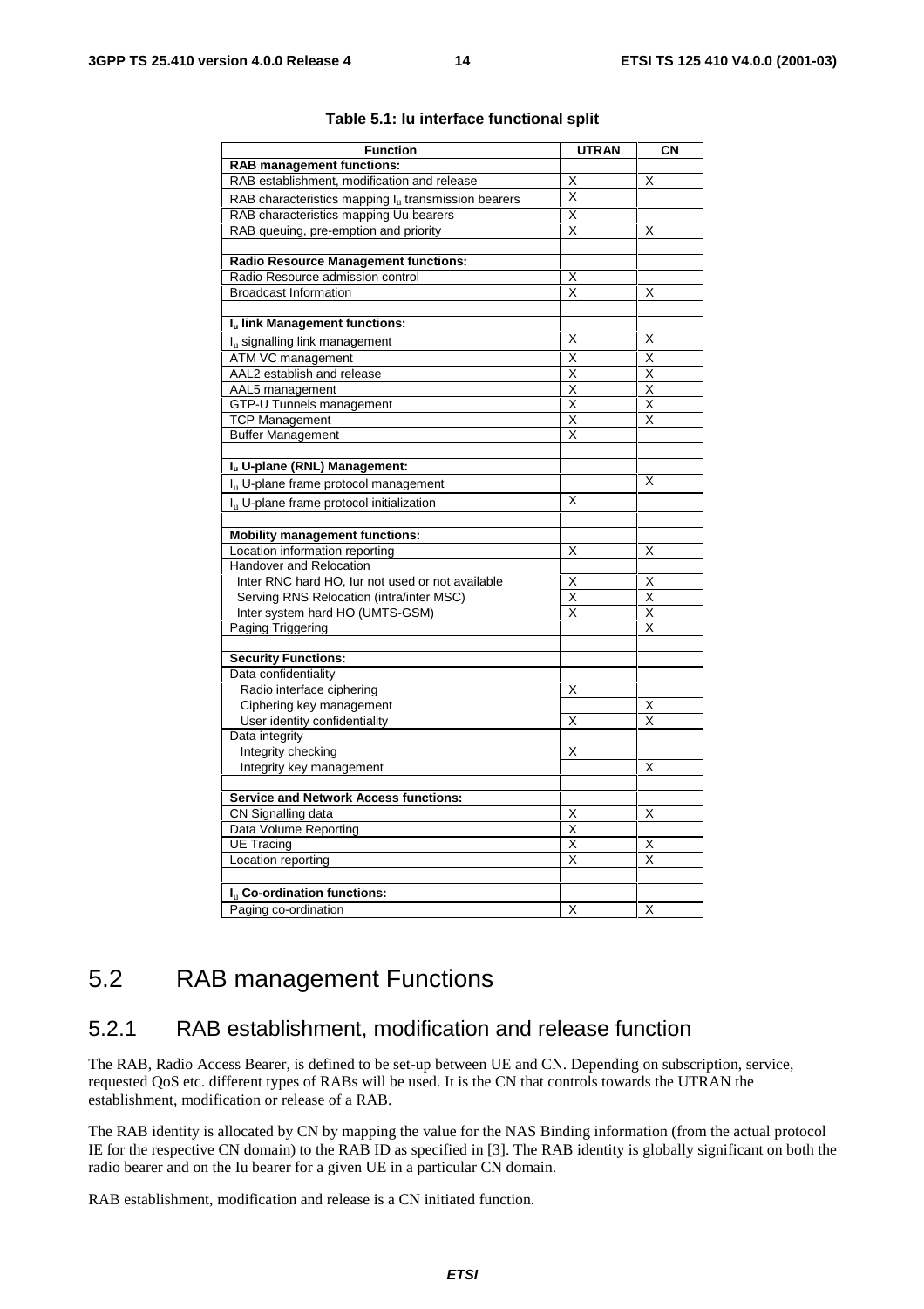**Table 5.1: Iu interface functional split**

| Function | UTRAN | CN |
|---|---|---|
| **RAB management functions:** | | |
| RAB establishment, modification and release | X | X |
| RAB characteristics mapping $I_u$ transmission bearers | X | |
| RAB characteristics mapping Uu bearers | X | |
| RAB queuing, pre-emption and priority | X | X |
| | | |
| **Radio Resource Management functions:** | | |
| Radio Resource admission control | X | |
| Broadcast Information | X | X |
| | | |
| **$I_u$ link Management functions:** | | |
| $I_u$ signalling link management | X | X |
| ATM VC management | X | X |
| AAL2 establish and release | X | X |
| AAL5 management | X | X |
| GTP-U Tunnels management | X | X |
| TCP Management | X | X |
| Buffer Management | X | |
| | | |
| **$I_u$ U-plane (RNL) Management:** | | |
| $I_u$ U-plane frame protocol management | | X |
| $I_u$ U-plane frame protocol initialization | X | |
| | | |
| **Mobility management functions:** | | |
| Location information reporting | X | X |
| Handover and Relocation | | |
| Inter RNC hard HO, Iur not used or not available | X | X |
| Serving RNS Relocation (intra/inter MSC) | X | X |
| Inter system hard HO (UMTS-GSM) | X | X |
| Paging Triggering | | X |
| | | |
| **Security Functions:** | | |
| Data confidentiality | | |
| Radio interface ciphering | X | |
| Ciphering key management | | X |
| User identity confidentiality | X | X |
| Data integrity | | |
| Integrity checking | X | |
| Integrity key management | | X |
| | | |
| **Service and Network Access functions:** | | |
| CN Signalling data | X | X |
| Data Volume Reporting | X | |
| UE Tracing | X | X |
| Location reporting | X | X |
| | | |
| **$I_u$ Co-ordination functions:** | | |
| Paging co-ordination | X | X |

## 5.2 RAB management Functions

### 5.2.1 RAB establishment, modification and release function

The RAB, Radio Access Bearer, is defined to be set-up between UE and CN. Depending on subscription, service, requested QoS etc. different types of RABs will be used. It is the CN that controls towards the UTRAN the establishment, modification or release of a RAB.

The RAB identity is allocated by CN by mapping the value for the NAS Binding information (from the actual protocol IE for the respective CN domain) to the RAB ID as specified in [3]. The RAB identity is globally significant on both the radio bearer and on the Iu bearer for a given UE in a particular CN domain.

RAB establishment, modification and release is a CN initiated function.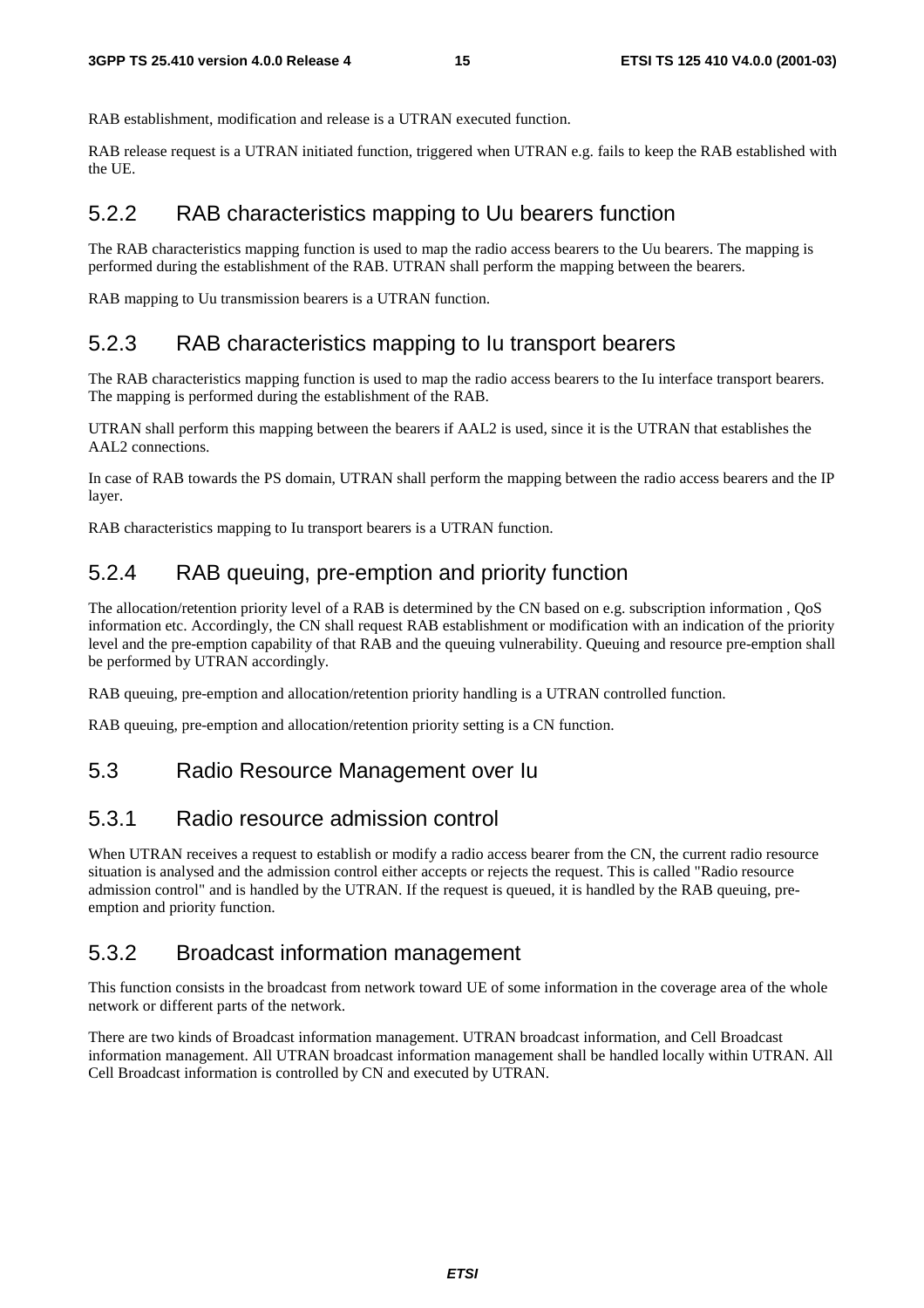RAB establishment, modification and release is a UTRAN executed function.

RAB release request is a UTRAN initiated function, triggered when UTRAN e.g. fails to keep the RAB established with the UE.

### 5.2.2 RAB characteristics mapping to Uu bearers function

The RAB characteristics mapping function is used to map the radio access bearers to the Uu bearers. The mapping is performed during the establishment of the RAB. UTRAN shall perform the mapping between the bearers.

RAB mapping to Uu transmission bearers is a UTRAN function.

### 5.2.3 RAB characteristics mapping to Iu transport bearers

The RAB characteristics mapping function is used to map the radio access bearers to the Iu interface transport bearers. The mapping is performed during the establishment of the RAB.

UTRAN shall perform this mapping between the bearers if AAL2 is used, since it is the UTRAN that establishes the AAL2 connections.

In case of RAB towards the PS domain, UTRAN shall perform the mapping between the radio access bearers and the IP layer.

RAB characteristics mapping to Iu transport bearers is a UTRAN function.

### 5.2.4 RAB queuing, pre-emption and priority function

The allocation/retention priority level of a RAB is determined by the CN based on e.g. subscription information , QoS information etc. Accordingly, the CN shall request RAB establishment or modification with an indication of the priority level and the pre-emption capability of that RAB and the queuing vulnerability. Queuing and resource pre-emption shall be performed by UTRAN accordingly.

RAB queuing, pre-emption and allocation/retention priority handling is a UTRAN controlled function.

RAB queuing, pre-emption and allocation/retention priority setting is a CN function.

## 5.3 Radio Resource Management over Iu

### 5.3.1 Radio resource admission control

When UTRAN receives a request to establish or modify a radio access bearer from the CN, the current radio resource situation is analysed and the admission control either accepts or rejects the request. This is called "Radio resource admission control" and is handled by the UTRAN. If the request is queued, it is handled by the RAB queuing, pre-emption and priority function.

### 5.3.2 Broadcast information management

This function consists in the broadcast from network toward UE of some information in the coverage area of the whole network or different parts of the network.

There are two kinds of Broadcast information management. UTRAN broadcast information, and Cell Broadcast information management. All UTRAN broadcast information management shall be handled locally within UTRAN. All Cell Broadcast information is controlled by CN and executed by UTRAN.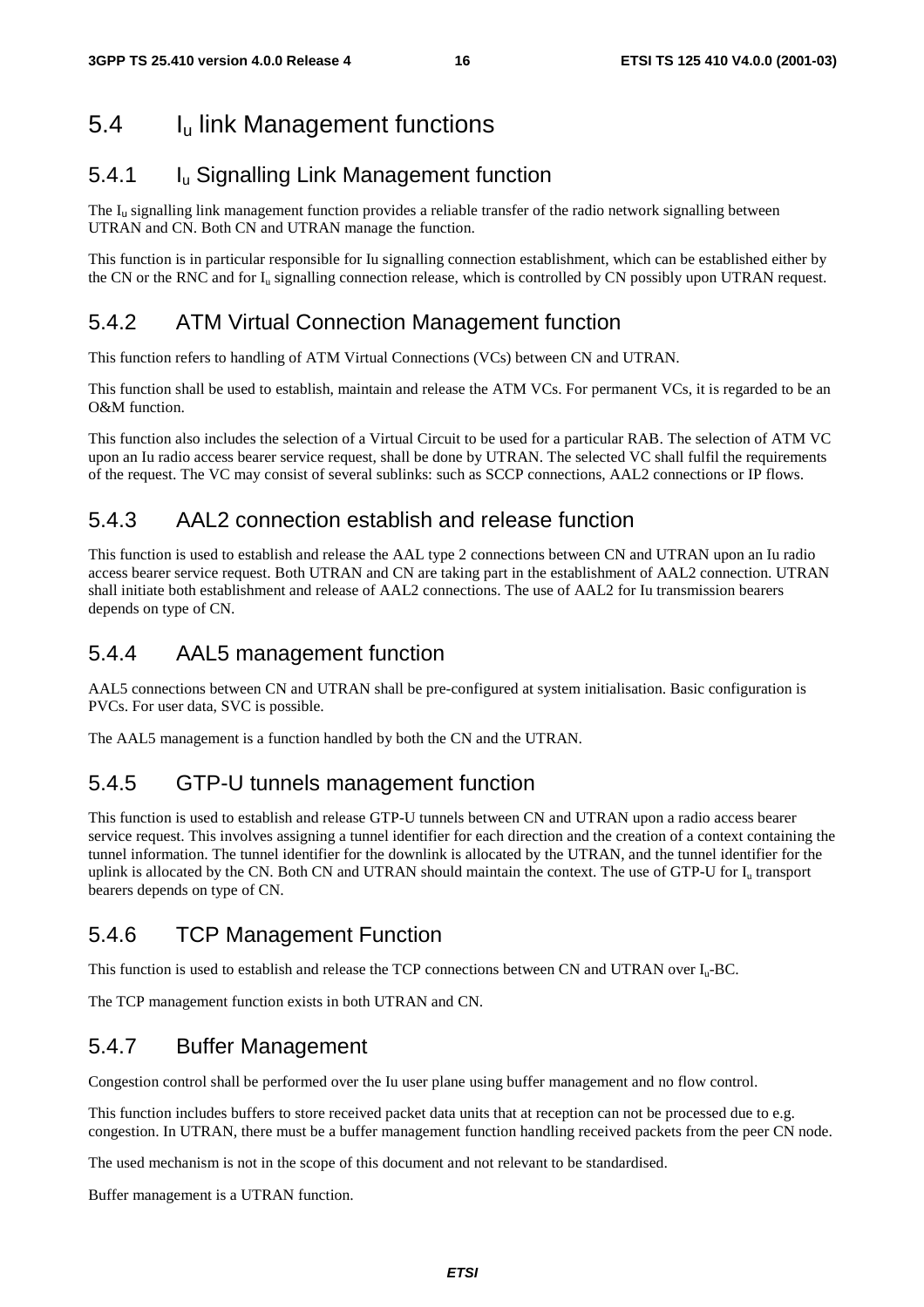## 5.4 $I_u$ link Management functions

### 5.4.1 $I_u$ Signalling Link Management function

The $I_u$ signalling link management function provides a reliable transfer of the radio network signalling between UTRAN and CN. Both CN and UTRAN manage the function.

This function is in particular responsible for Iu signalling connection establishment, which can be established either by the CN or the RNC and for $I_u$ signalling connection release, which is controlled by CN possibly upon UTRAN request.

### 5.4.2 ATM Virtual Connection Management function

This function refers to handling of ATM Virtual Connections (VCs) between CN and UTRAN.

This function shall be used to establish, maintain and release the ATM VCs. For permanent VCs, it is regarded to be an O&M function.

This function also includes the selection of a Virtual Circuit to be used for a particular RAB. The selection of ATM VC upon an Iu radio access bearer service request, shall be done by UTRAN. The selected VC shall fulfil the requirements of the request. The VC may consist of several sublinks: such as SCCP connections, AAL2 connections or IP flows.

### 5.4.3 AAL2 connection establish and release function

This function is used to establish and release the AAL type 2 connections between CN and UTRAN upon an Iu radio access bearer service request. Both UTRAN and CN are taking part in the establishment of AAL2 connection. UTRAN shall initiate both establishment and release of AAL2 connections. The use of AAL2 for Iu transmission bearers depends on type of CN.

### 5.4.4 AAL5 management function

AAL5 connections between CN and UTRAN shall be pre-configured at system initialisation. Basic configuration is PVCs. For user data, SVC is possible.

The AAL5 management is a function handled by both the CN and the UTRAN.

### 5.4.5 GTP-U tunnels management function

This function is used to establish and release GTP-U tunnels between CN and UTRAN upon a radio access bearer service request. This involves assigning a tunnel identifier for each direction and the creation of a context containing the tunnel information. The tunnel identifier for the downlink is allocated by the UTRAN, and the tunnel identifier for the uplink is allocated by the CN. Both CN and UTRAN should maintain the context. The use of GTP-U for $I_u$ transport bearers depends on type of CN.

### 5.4.6 TCP Management Function

This function is used to establish and release the TCP connections between CN and UTRAN over $I_u$-BC.

The TCP management function exists in both UTRAN and CN.

### 5.4.7 Buffer Management

Congestion control shall be performed over the Iu user plane using buffer management and no flow control.

This function includes buffers to store received packet data units that at reception can not be processed due to e.g. congestion. In UTRAN, there must be a buffer management function handling received packets from the peer CN node.

The used mechanism is not in the scope of this document and not relevant to be standardised.

Buffer management is a UTRAN function.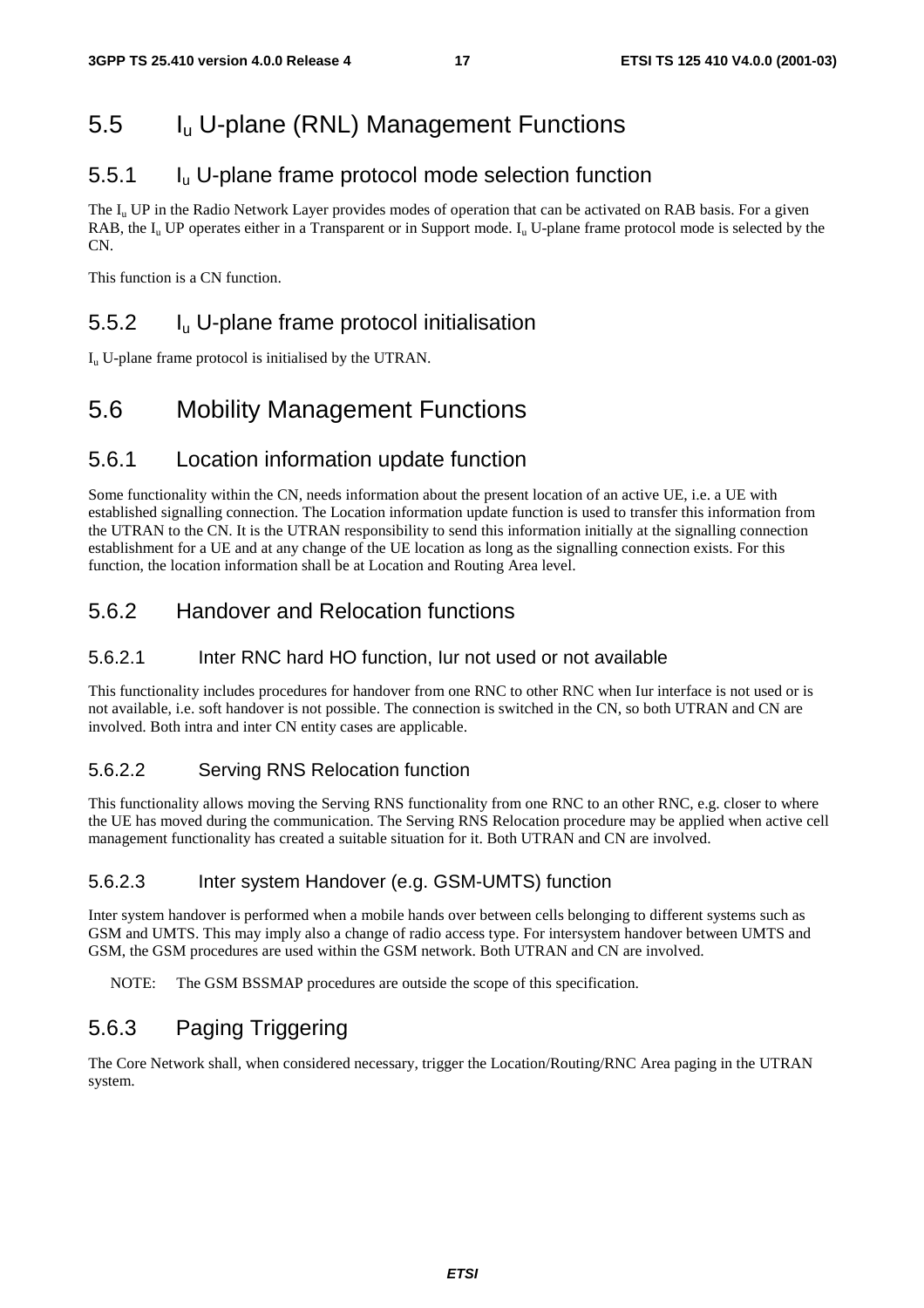# 5.5 $I_u$ U-plane (RNL) Management Functions

## 5.5.1 $I_u$ U-plane frame protocol mode selection function

The $I_u$ UP in the Radio Network Layer provides modes of operation that can be activated on RAB basis. For a given RAB, the $I_u$ UP operates either in a Transparent or in Support mode. $I_u$ U-plane frame protocol mode is selected by the CN.

This function is a CN function.

## 5.5.2 $I_u$ U-plane frame protocol initialisation

$I_u$ U-plane frame protocol is initialised by the UTRAN.

# 5.6 Mobility Management Functions

## 5.6.1 Location information update function

Some functionality within the CN, needs information about the present location of an active UE, i.e. a UE with established signalling connection. The Location information update function is used to transfer this information from the UTRAN to the CN. It is the UTRAN responsibility to send this information initially at the signalling connection establishment for a UE and at any change of the UE location as long as the signalling connection exists. For this function, the location information shall be at Location and Routing Area level.

## 5.6.2 Handover and Relocation functions

### 5.6.2.1 Inter RNC hard HO function, Iur not used or not available

This functionality includes procedures for handover from one RNC to other RNC when Iur interface is not used or is not available, i.e. soft handover is not possible. The connection is switched in the CN, so both UTRAN and CN are involved. Both intra and inter CN entity cases are applicable.

### 5.6.2.2 Serving RNS Relocation function

This functionality allows moving the Serving RNS functionality from one RNC to an other RNC, e.g. closer to where the UE has moved during the communication. The Serving RNS Relocation procedure may be applied when active cell management functionality has created a suitable situation for it. Both UTRAN and CN are involved.

### 5.6.2.3 Inter system Handover (e.g. GSM-UMTS) function

Inter system handover is performed when a mobile hands over between cells belonging to different systems such as GSM and UMTS. This may imply also a change of radio access type. For intersystem handover between UMTS and GSM, the GSM procedures are used within the GSM network. Both UTRAN and CN are involved.

NOTE: The GSM BSSMAP procedures are outside the scope of this specification.

## 5.6.3 Paging Triggering

The Core Network shall, when considered necessary, trigger the Location/Routing/RNC Area paging in the UTRAN system.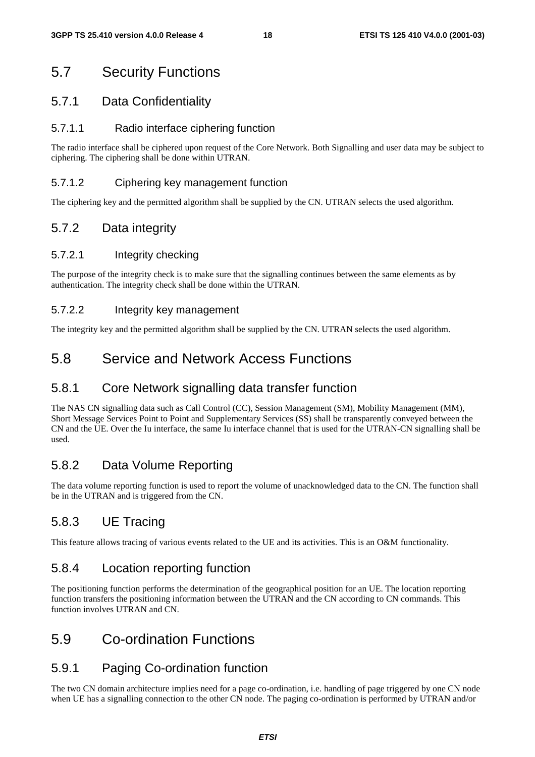## 5.7 Security Functions

### 5.7.1 Data Confidentiality

#### 5.7.1.1 Radio interface ciphering function

The radio interface shall be ciphered upon request of the Core Network. Both Signalling and user data may be subject to ciphering. The ciphering shall be done within UTRAN.

#### 5.7.1.2 Ciphering key management function

The ciphering key and the permitted algorithm shall be supplied by the CN. UTRAN selects the used algorithm.

### 5.7.2 Data integrity

#### 5.7.2.1 Integrity checking

The purpose of the integrity check is to make sure that the signalling continues between the same elements as by authentication. The integrity check shall be done within the UTRAN.

#### 5.7.2.2 Integrity key management

The integrity key and the permitted algorithm shall be supplied by the CN. UTRAN selects the used algorithm.

## 5.8 Service and Network Access Functions

### 5.8.1 Core Network signalling data transfer function

The NAS CN signalling data such as Call Control (CC), Session Management (SM), Mobility Management (MM), Short Message Services Point to Point and Supplementary Services (SS) shall be transparently conveyed between the CN and the UE. Over the Iu interface, the same Iu interface channel that is used for the UTRAN-CN signalling shall be used.

### 5.8.2 Data Volume Reporting

The data volume reporting function is used to report the volume of unacknowledged data to the CN. The function shall be in the UTRAN and is triggered from the CN.

### 5.8.3 UE Tracing

This feature allows tracing of various events related to the UE and its activities. This is an O&M functionality.

### 5.8.4 Location reporting function

The positioning function performs the determination of the geographical position for an UE. The location reporting function transfers the positioning information between the UTRAN and the CN according to CN commands. This function involves UTRAN and CN.

## 5.9 Co-ordination Functions

### 5.9.1 Paging Co-ordination function

The two CN domain architecture implies need for a page co-ordination, i.e. handling of page triggered by one CN node when UE has a signalling connection to the other CN node. The paging co-ordination is performed by UTRAN and/or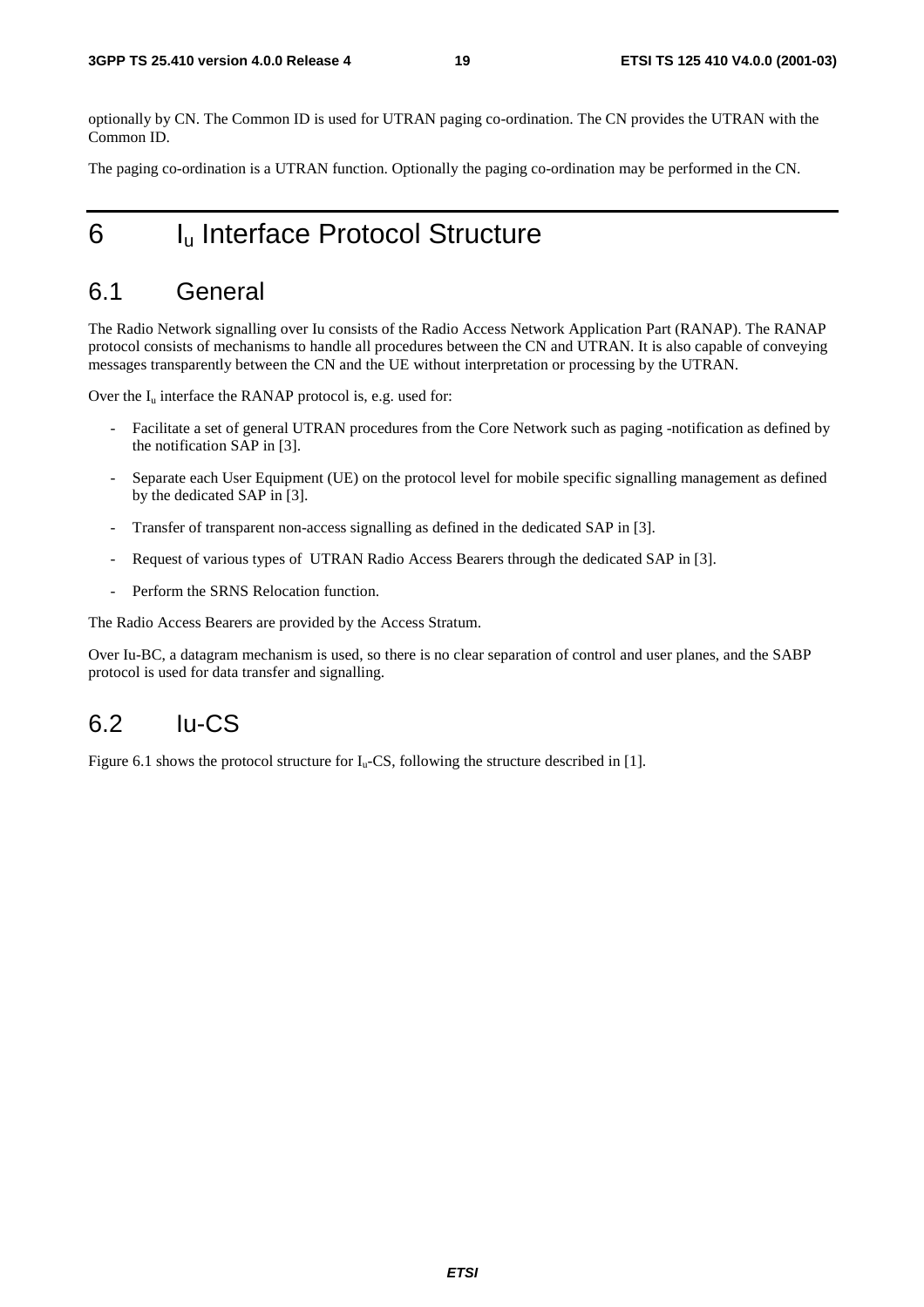optionally by CN. The Common ID is used for UTRAN paging co-ordination. The CN provides the UTRAN with the Common ID.

The paging co-ordination is a UTRAN function. Optionally the paging co-ordination may be performed in the CN.

# 6 $I_u$ Interface Protocol Structure

## 6.1 General

The Radio Network signalling over Iu consists of the Radio Access Network Application Part (RANAP). The RANAP protocol consists of mechanisms to handle all procedures between the CN and UTRAN. It is also capable of conveying messages transparently between the CN and the UE without interpretation or processing by the UTRAN.

Over the $I_u$ interface the RANAP protocol is, e.g. used for:

- Facilitate a set of general UTRAN procedures from the Core Network such as paging -notification as defined by the notification SAP in [3].
- Separate each User Equipment (UE) on the protocol level for mobile specific signalling management as defined by the dedicated SAP in [3].
- Transfer of transparent non-access signalling as defined in the dedicated SAP in [3].
- Request of various types of UTRAN Radio Access Bearers through the dedicated SAP in [3].
- Perform the SRNS Relocation function.

The Radio Access Bearers are provided by the Access Stratum.

Over Iu-BC, a datagram mechanism is used, so there is no clear separation of control and user planes, and the SABP protocol is used for data transfer and signalling.

## 6.2 Iu-CS

Figure 6.1 shows the protocol structure for $I_u$-CS, following the structure described in [1].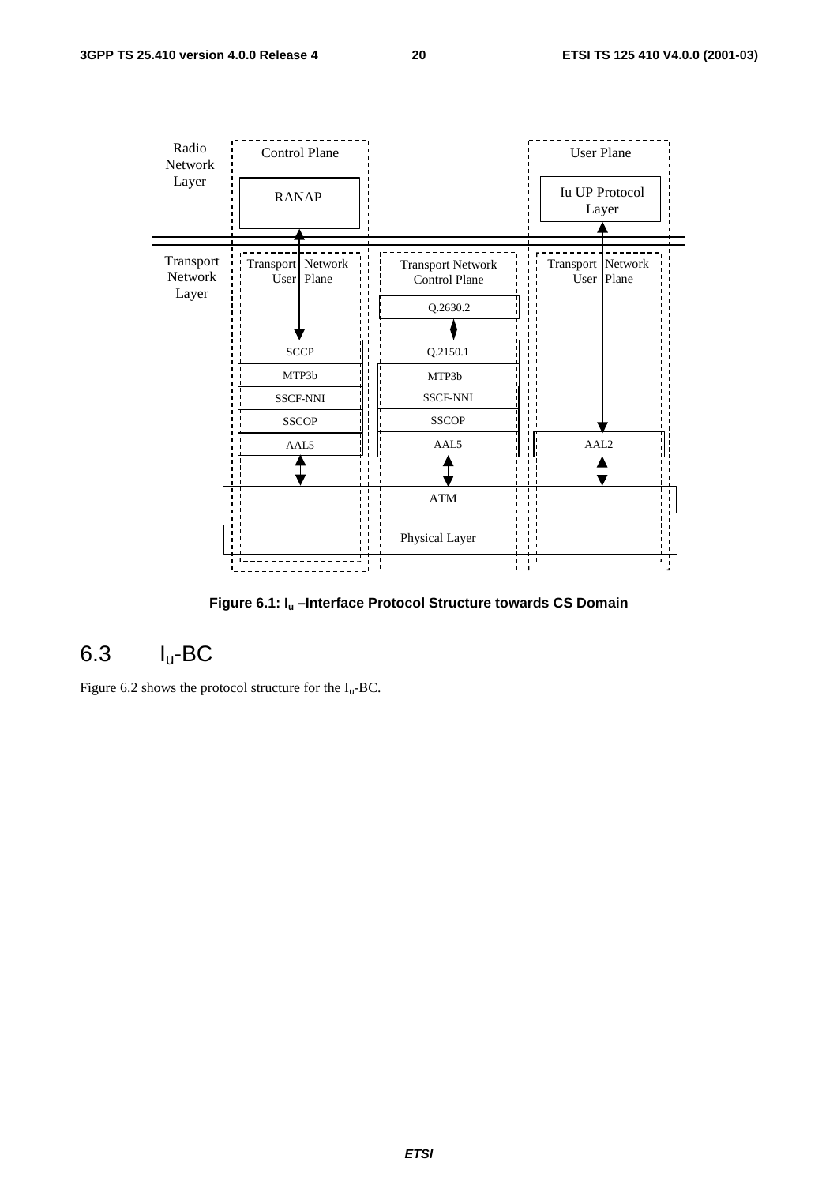Figure 6.1: $I_u$ –Interface Protocol Structure towards CS Domain

## 6.3 $I_u$-BC

Figure 6.2 shows the protocol structure for the $I_u$-BC.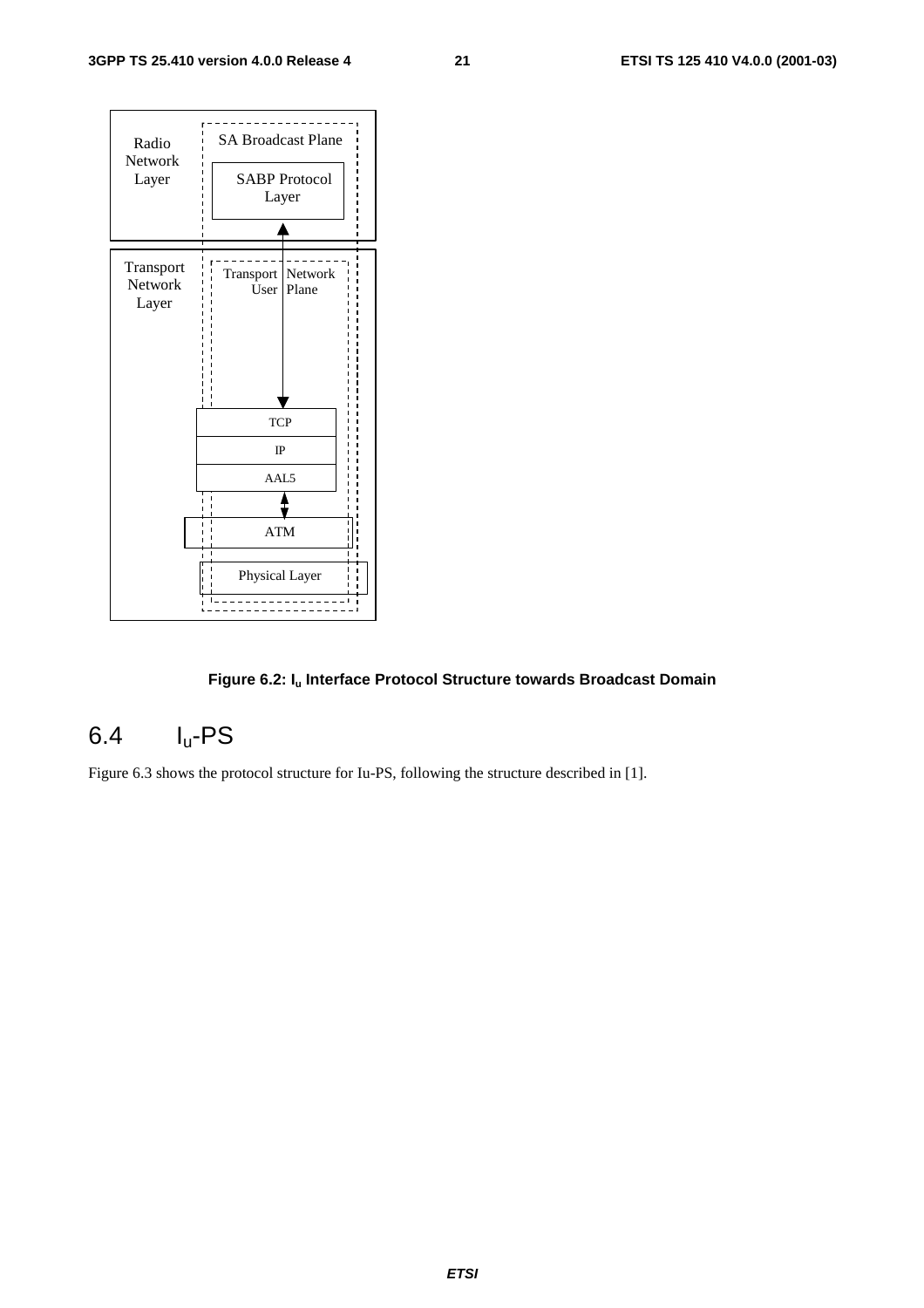Radio Network Layer

SA Broadcast Plane

SABP Protocol Layer

Transport Network Layer

Transport Network User Plane

TCP

IP

AAL5

ATM

Physical Layer

**Figure 6.2: $I_u$ Interface Protocol Structure towards Broadcast Domain**

## 6.4 $I_u$-PS

Figure 6.3 shows the protocol structure for Iu-PS, following the structure described in [1].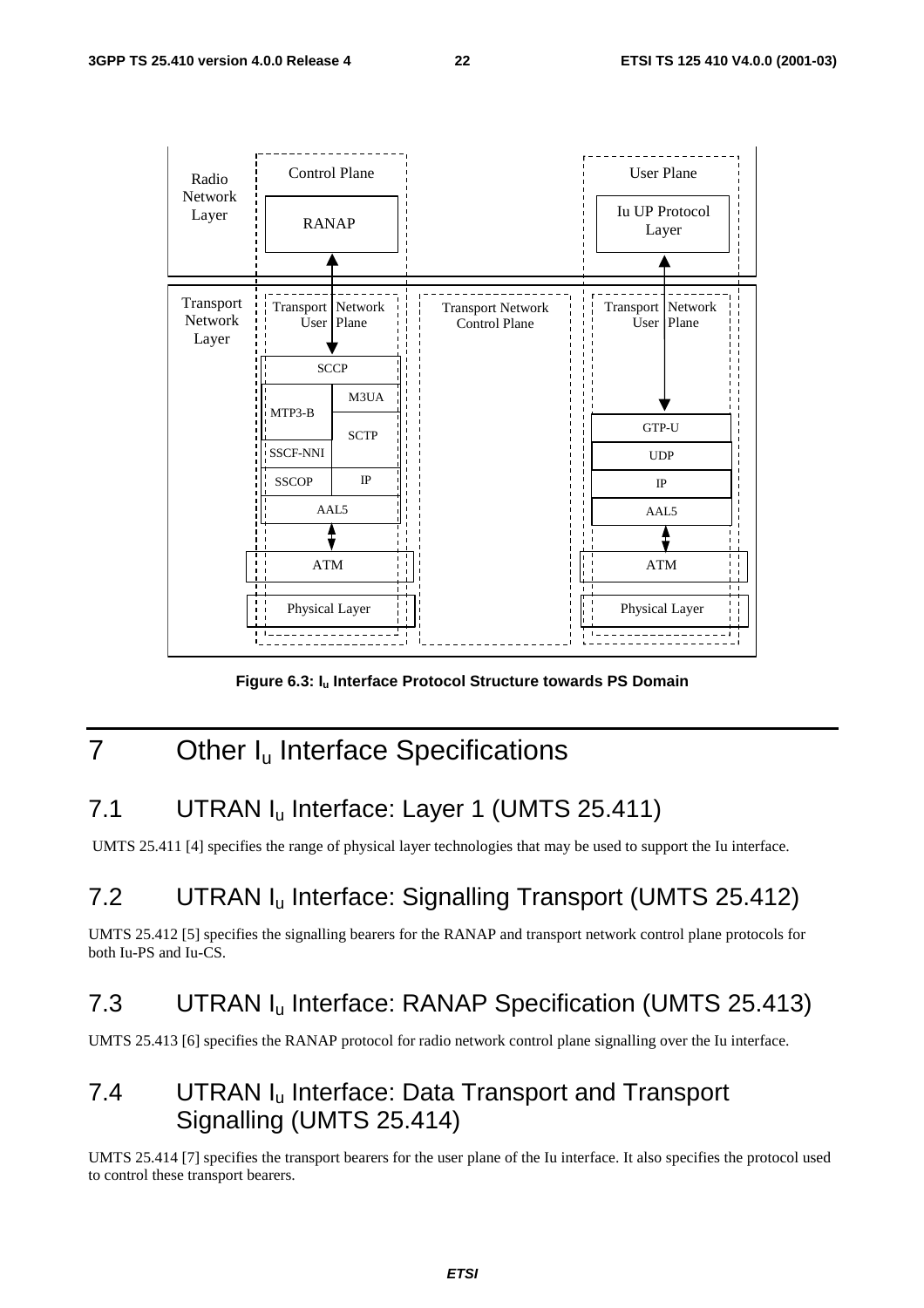Figure 6.3: $I_u$ Interface Protocol Structure towards PS Domain

# 7 Other $I_u$ Interface Specifications

## 7.1 UTRAN $I_u$ Interface: Layer 1 (UMTS 25.411)

UMTS 25.411 [4] specifies the range of physical layer technologies that may be used to support the Iu interface.

## 7.2 UTRAN $I_u$ Interface: Signalling Transport (UMTS 25.412)

UMTS 25.412 [5] specifies the signalling bearers for the RANAP and transport network control plane protocols for both Iu-PS and Iu-CS.

## 7.3 UTRAN $I_u$ Interface: RANAP Specification (UMTS 25.413)

UMTS 25.413 [6] specifies the RANAP protocol for radio network control plane signalling over the Iu interface.

## 7.4 UTRAN $I_u$ Interface: Data Transport and Transport Signalling (UMTS 25.414)

UMTS 25.414 [7] specifies the transport bearers for the user plane of the Iu interface. It also specifies the protocol used to control these transport bearers.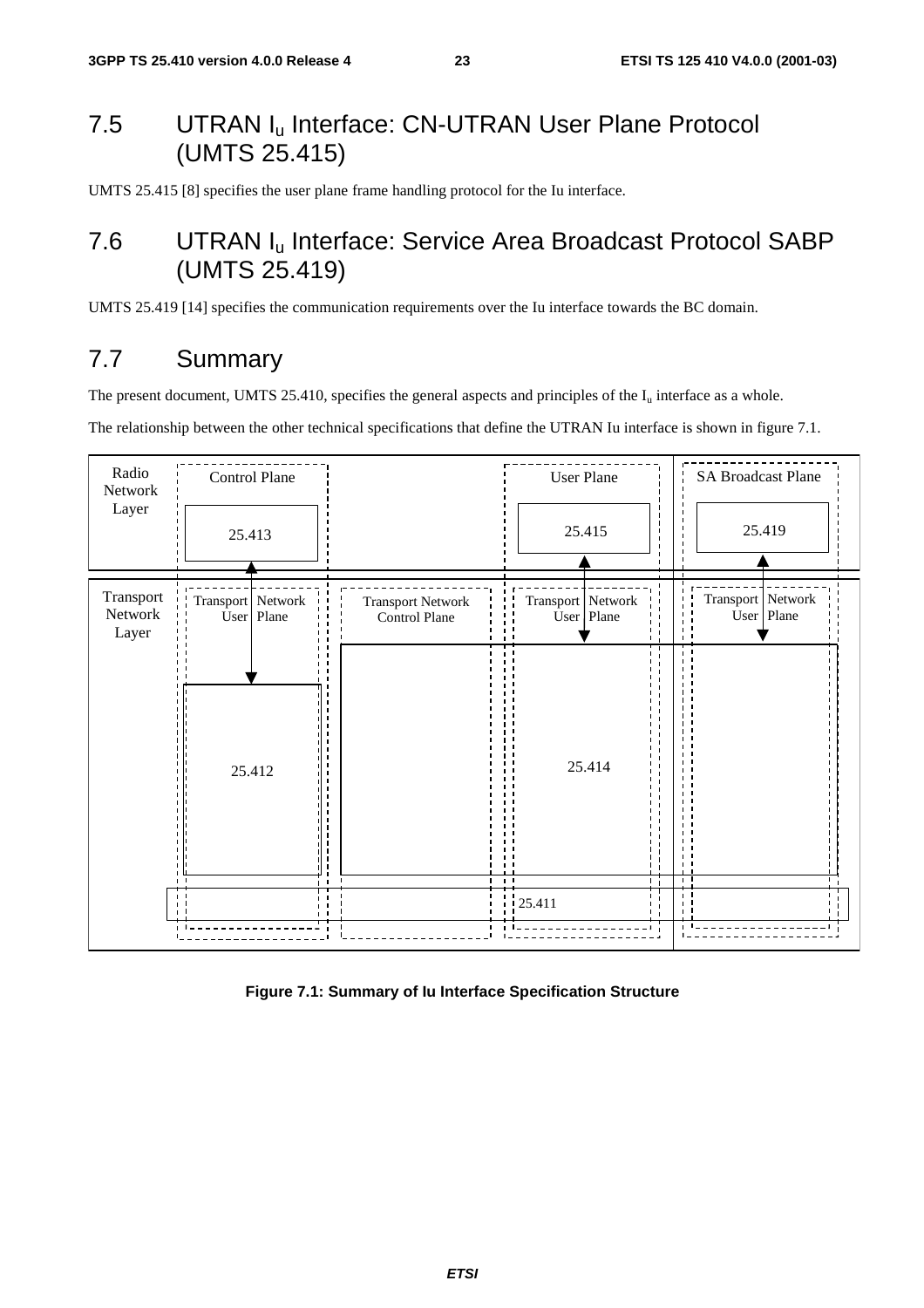## 7.5 UTRAN $I_u$ Interface: CN-UTRAN User Plane Protocol (UMTS 25.415)

UMTS 25.415 [8] specifies the user plane frame handling protocol for the Iu interface.

## 7.6 UTRAN $I_u$ Interface: Service Area Broadcast Protocol SABP (UMTS 25.419)

UMTS 25.419 [14] specifies the communication requirements over the Iu interface towards the BC domain.

## 7.7 Summary

The present document, UMTS 25.410, specifies the general aspects and principles of the $I_u$ interface as a whole.

The relationship between the other technical specifications that define the UTRAN Iu interface is shown in figure 7.1.

| | Control Plane | | User Plane | SA Broadcast Plane |
|---|---|---|---|---|
| Radio Network Layer | 25.413 | | 25.415 | 25.419 |
| Transport Network Layer | Transport Network User Plane | Transport Network Control Plane | Transport Network User Plane | Transport Network User Plane |
| | 25.412 | 25.414 | 25.414 | 25.414 |
| | 25.411 | 25.411 | 25.411 | 25.411 |

**Figure 7.1: Summary of Iu Interface Specification Structure**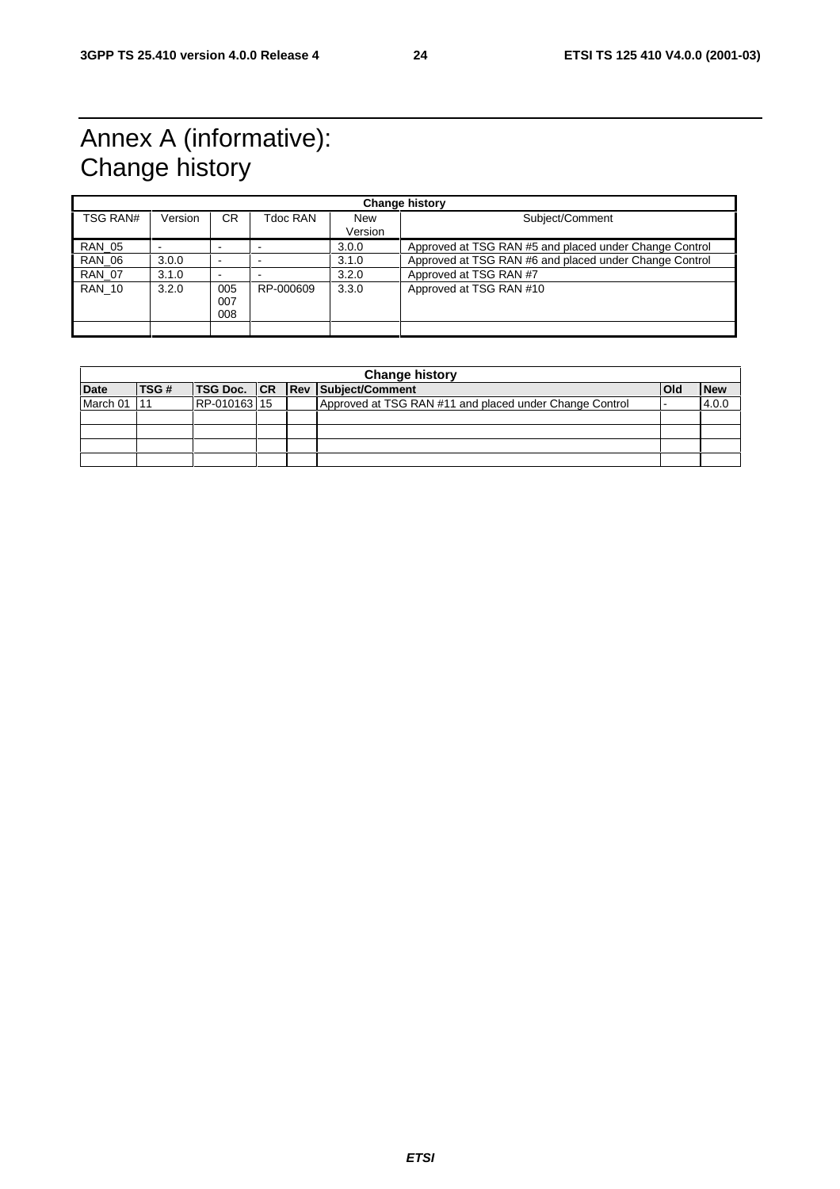# Annex A (informative): Change history

| Change history | | | | | |
|---|---|---|---|---|---|
| TSG RAN# | Version | CR | Tdoc RAN | New Version | Subject/Comment |
| RAN_05 | - | - | - | 3.0.0 | Approved at TSG RAN #5 and placed under Change Control |
| RAN_06 | 3.0.0 | - | - | 3.1.0 | Approved at TSG RAN #6 and placed under Change Control |
| RAN_07 | 3.1.0 | - | - | 3.2.0 | Approved at TSG RAN #7 |
| RAN_10 | 3.2.0 | 005 007 008 | RP-000609 | 3.3.0 | Approved at TSG RAN #10 |
| | | | | | |

| Change history | | | | | | | |
|---|---|---|---|---|---|---|---|
| **Date** | **TSG #** | **TSG Doc.** | **CR** | **Rev** | **Subject/Comment** | **Old** | **New** |
| March 01 | 11 | RP-010163 | 15 | | Approved at TSG RAN #11 and placed under Change Control | - | 4.0.0 |
| | | | | | | | |
| | | | | | | | |
| | | | | | | | |
| | | | | | | | |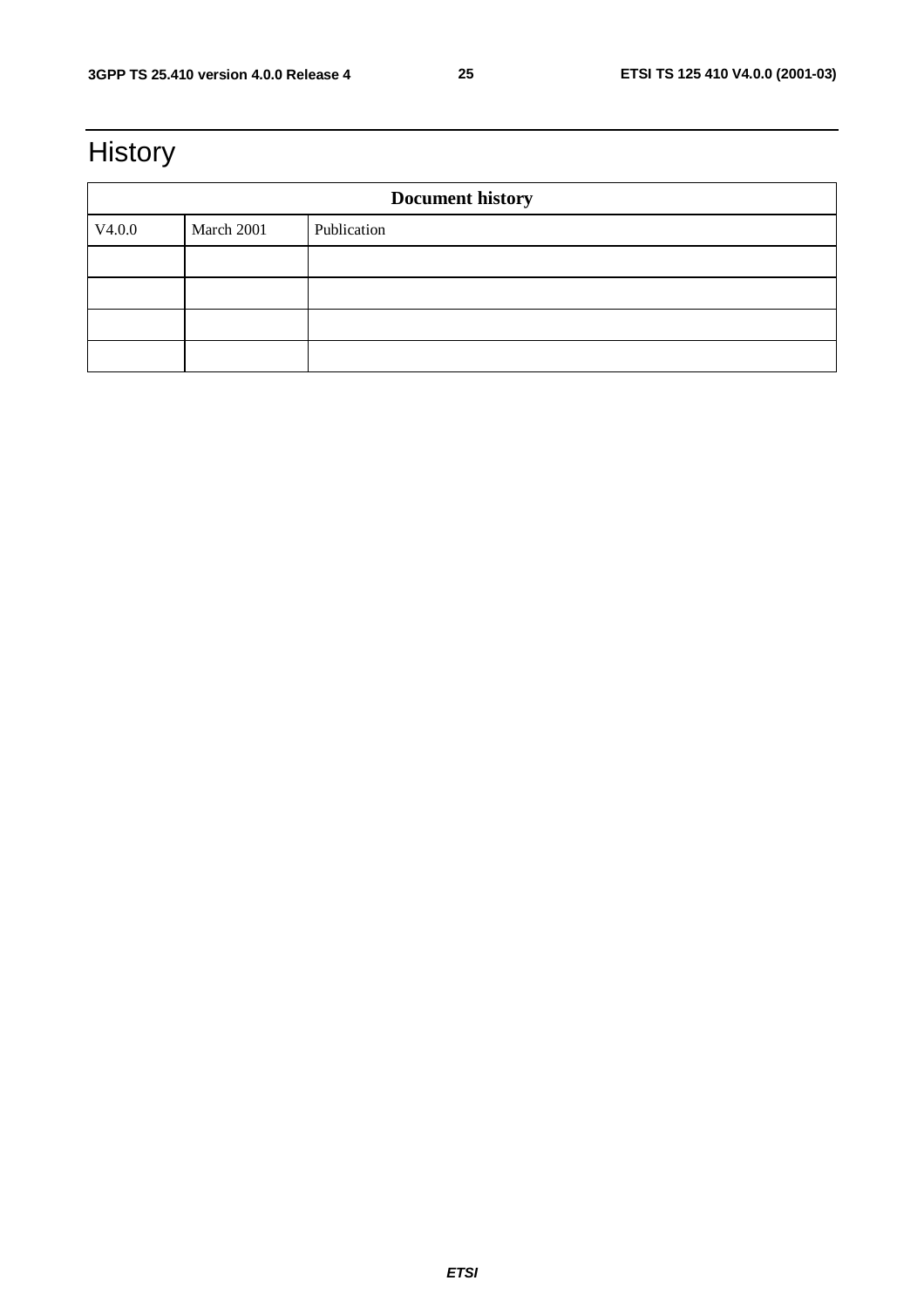# History

| Document history | | |
|---|---|---|
| V4.0.0 | March 2001 | Publication |
| | | |
| | | |
| | | |
| | | |